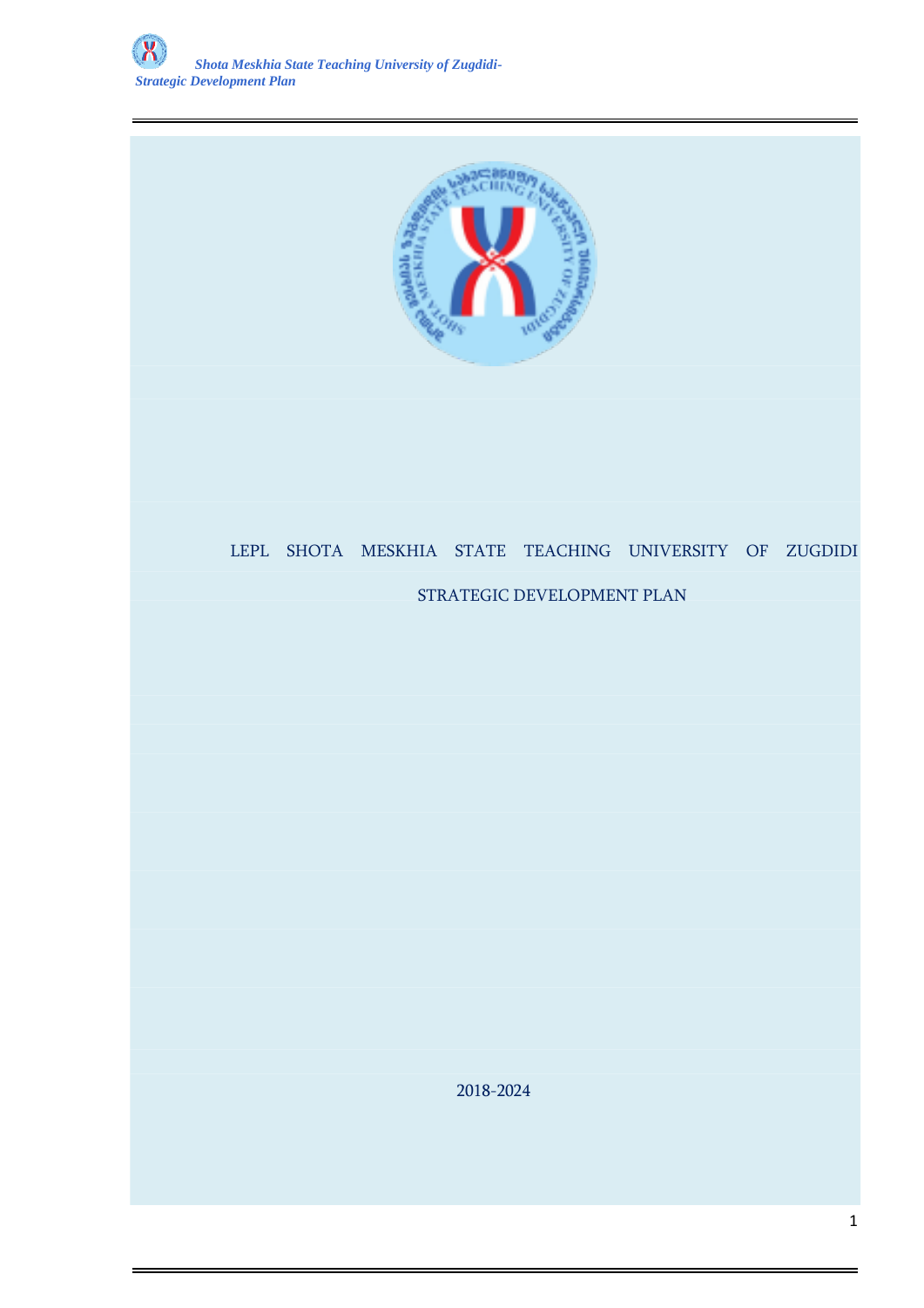# LEPL SHOTA MESKHIA STATE TEACHING UNIVERSITY OF ZUGDIDI

## STRATEGIC DEVELOPMENT PLAN

2018-2024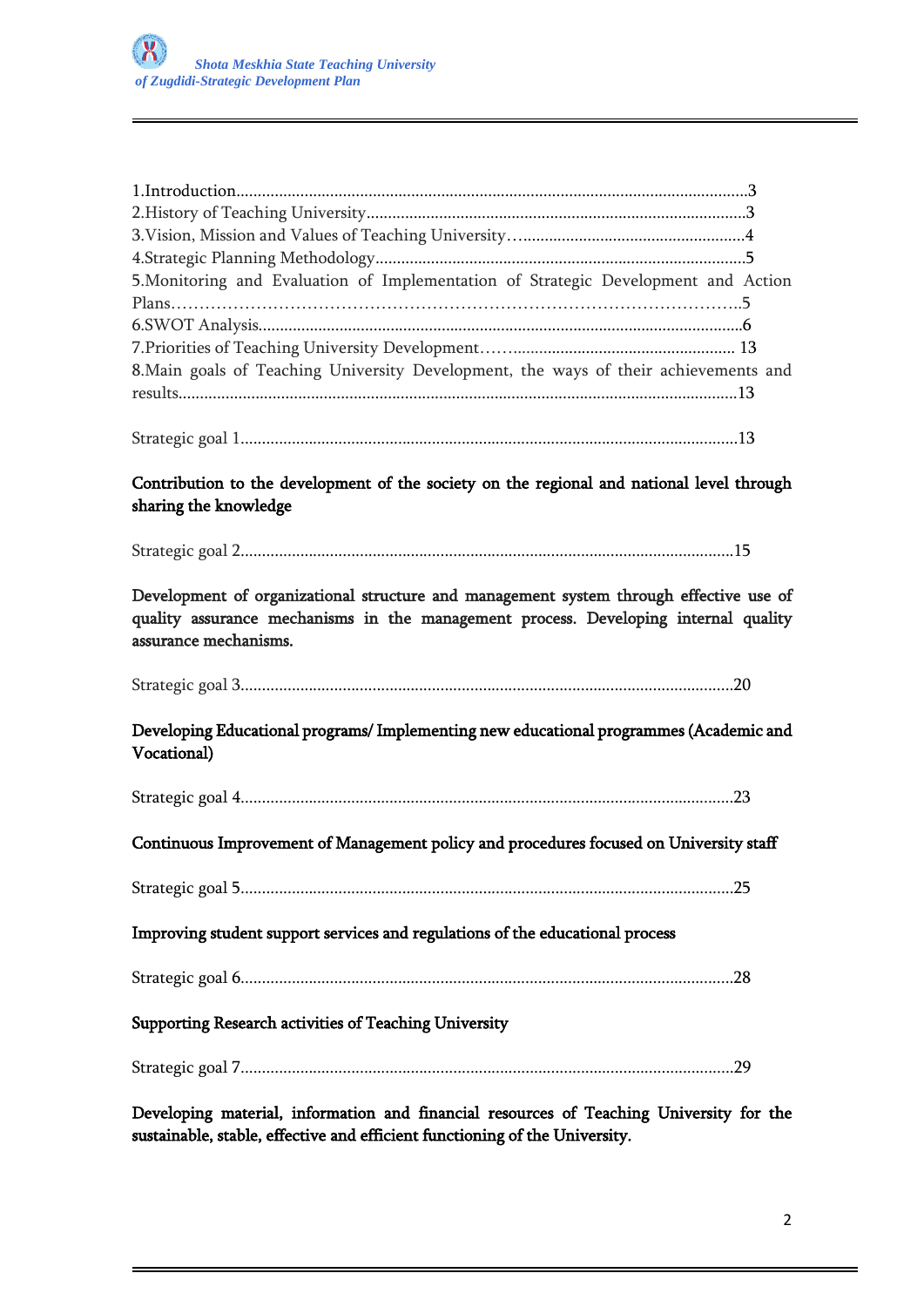1.Introduction.......................................................................................................................3

2.History of Teaching University.........................................................................................3

3.Vision, Mission and Values of Teaching University…....................................................4

4.Strategic Planning Methodology......................................................................................5

5.Monitoring and Evaluation of Implementation of Strategic Development and Action Plans………………………………………………………………………………………..5

6.SWOT Analysis.................................................................................................................6

7.Priorities of Teaching University Development……..................................................... 13

8.Main goals of Teaching University Development, the ways of their achievements and results..................................................................................................................................13

Strategic goal 1....................................................................................................................13

**Contribution to the development of the society on the regional and national level through sharing the knowledge**

Strategic goal 2...................................................................................................................15

**Development of organizational structure and management system through effective use of quality assurance mechanisms in the management process. Developing internal quality assurance mechanisms.**

Strategic goal 3...................................................................................................................20

**Developing Educational programs/ Implementing new educational programmes (Academic and Vocational)**

Strategic goal 4...................................................................................................................23

**Continuous Improvement of Management policy and procedures focused on University staff**

Strategic goal 5...................................................................................................................25

**Improving student support services and regulations of the educational process**

Strategic goal 6...................................................................................................................28

**Supporting Research activities of Teaching University**

Strategic goal 7...................................................................................................................29

**Developing material, information and financial resources of Teaching University for the sustainable, stable, effective and efficient functioning of the University.**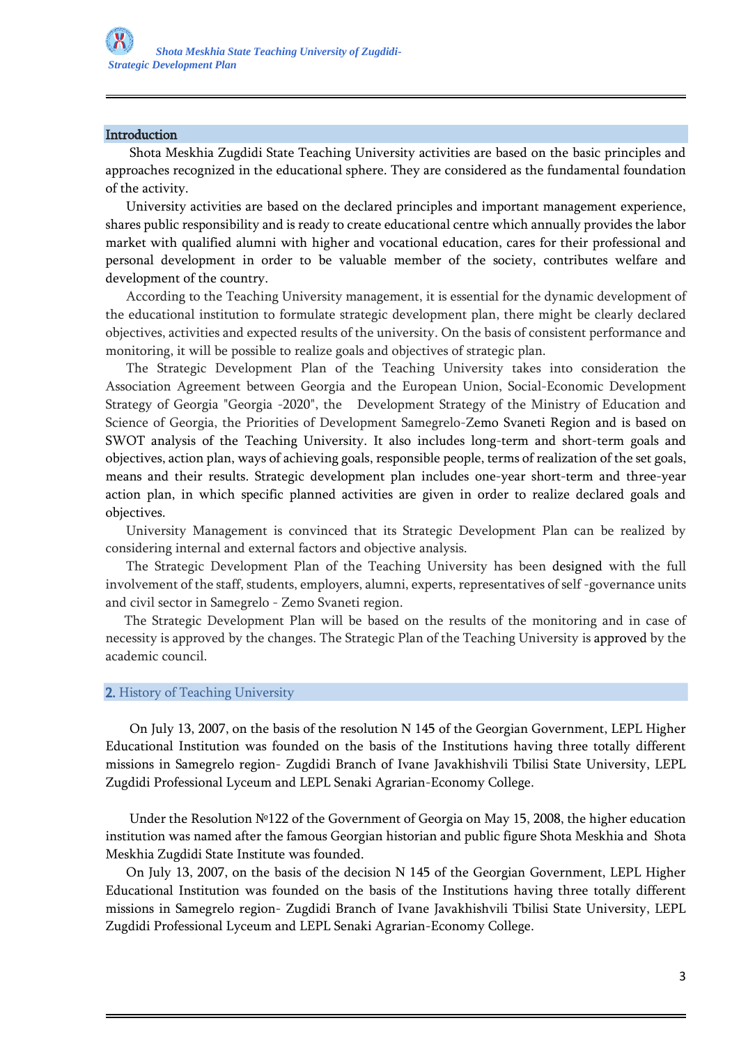## Introduction

Shota Meskhia Zugdidi State Teaching University activities are based on the basic principles and approaches recognized in the educational sphere. They are considered as the fundamental foundation of the activity.

University activities are based on the declared principles and important management experience, shares public responsibility and is ready to create educational centre which annually provides the labor market with qualified alumni with higher and vocational education, cares for their professional and personal development in order to be valuable member of the society, contributes welfare and development of the country.

According to the Teaching University management, it is essential for the dynamic development of the educational institution to formulate strategic development plan, there might be clearly declared objectives, activities and expected results of the university. On the basis of consistent performance and monitoring, it will be possible to realize goals and objectives of strategic plan.

The Strategic Development Plan of the Teaching University takes into consideration the Association Agreement between Georgia and the European Union, Social-Economic Development Strategy of Georgia "Georgia -2020", the Development Strategy of the Ministry of Education and Science of Georgia, the Priorities of Development Samegrelo-Zemo Svaneti Region and is based on SWOT analysis of the Teaching University. It also includes long-term and short-term goals and objectives, action plan, ways of achieving goals, responsible people, terms of realization of the set goals, means and their results. Strategic development plan includes one-year short-term and three-year action plan, in which specific planned activities are given in order to realize declared goals and objectives.

University Management is convinced that its Strategic Development Plan can be realized by considering internal and external factors and objective analysis.

The Strategic Development Plan of the Teaching University has been designed with the full involvement of the staff, students, employers, alumni, experts, representatives of self -governance units and civil sector in Samegrelo - Zemo Svaneti region.

The Strategic Development Plan will be based on the results of the monitoring and in case of necessity is approved by the changes. The Strategic Plan of the Teaching University is approved by the academic council.

## 2. History of Teaching University

On July 13, 2007, on the basis of the resolution N 145 of the Georgian Government, LEPL Higher Educational Institution was founded on the basis of the Institutions having three totally different missions in Samegrelo region- Zugdidi Branch of Ivane Javakhishvili Tbilisi State University, LEPL Zugdidi Professional Lyceum and LEPL Senaki Agrarian-Economy College.

Under the Resolution №122 of the Government of Georgia on May 15, 2008, the higher education institution was named after the famous Georgian historian and public figure Shota Meskhia and Shota Meskhia Zugdidi State Institute was founded.

On July 13, 2007, on the basis of the decision N 145 of the Georgian Government, LEPL Higher Educational Institution was founded on the basis of the Institutions having three totally different missions in Samegrelo region- Zugdidi Branch of Ivane Javakhishvili Tbilisi State University, LEPL Zugdidi Professional Lyceum and LEPL Senaki Agrarian-Economy College.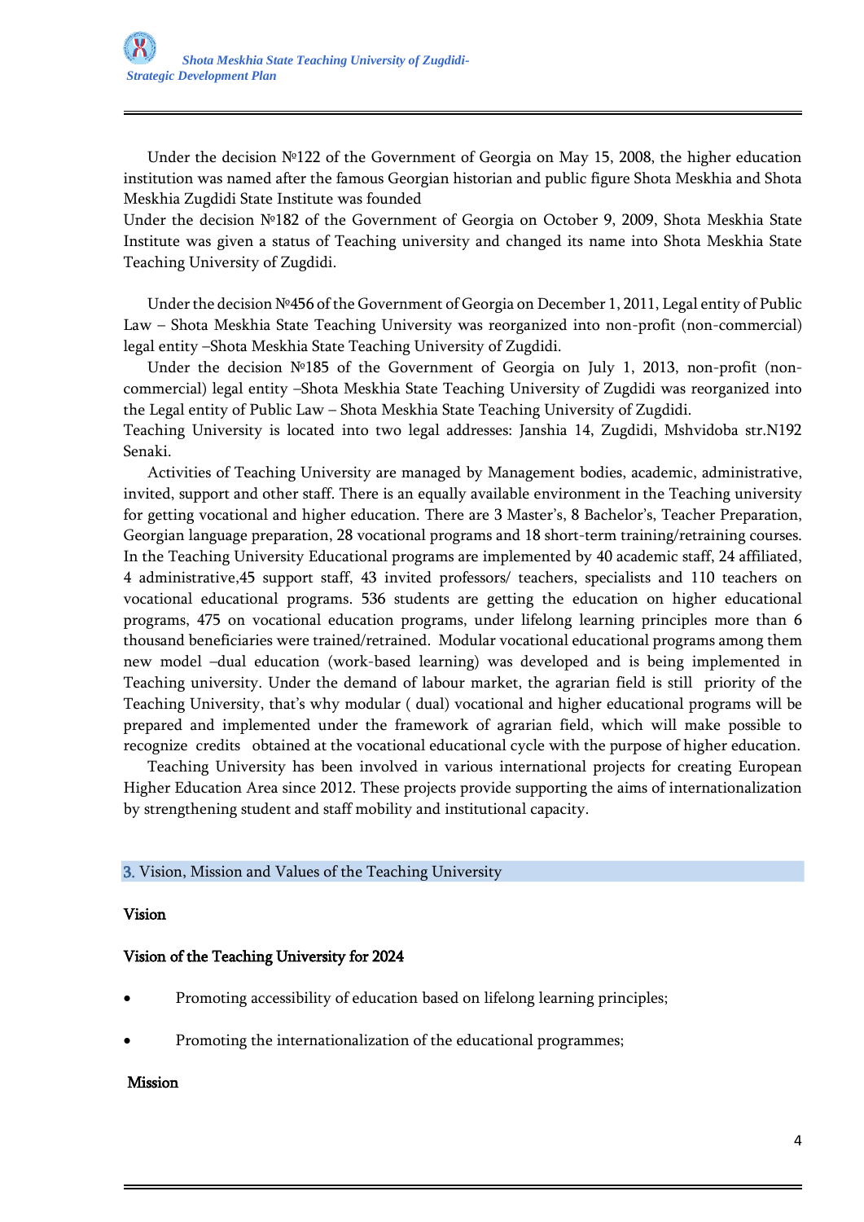Under the decision №122 of the Government of Georgia on May 15, 2008, the higher education institution was named after the famous Georgian historian and public figure Shota Meskhia and Shota Meskhia Zugdidi State Institute was founded

Under the decision №182 of the Government of Georgia on October 9, 2009, Shota Meskhia State Institute was given a status of Teaching university and changed its name into Shota Meskhia State Teaching University of Zugdidi.

Under the decision №456 of the Government of Georgia on December 1, 2011, Legal entity of Public Law – Shota Meskhia State Teaching University was reorganized into non-profit (non-commercial) legal entity –Shota Meskhia State Teaching University of Zugdidi.

Under the decision №185 of the Government of Georgia on July 1, 2013, non-profit (non-commercial) legal entity –Shota Meskhia State Teaching University of Zugdidi was reorganized into the Legal entity of Public Law – Shota Meskhia State Teaching University of Zugdidi.

Teaching University is located into two legal addresses: Janshia 14, Zugdidi, Mshvidoba str.N192 Senaki.

Activities of Teaching University are managed by Management bodies, academic, administrative, invited, support and other staff. There is an equally available environment in the Teaching university for getting vocational and higher education. There are 3 Master's, 8 Bachelor's, Teacher Preparation, Georgian language preparation, 28 vocational programs and 18 short-term training/retraining courses. In the Teaching University Educational programs are implemented by 40 academic staff, 24 affiliated, 4 administrative,45 support staff, 43 invited professors/ teachers, specialists and 110 teachers on vocational educational programs. 536 students are getting the education on higher educational programs, 475 on vocational education programs, under lifelong learning principles more than 6 thousand beneficiaries were trained/retrained. Modular vocational educational programs among them new model –dual education (work-based learning) was developed and is being implemented in Teaching university. Under the demand of labour market, the agrarian field is still priority of the Teaching University, that's why modular ( dual) vocational and higher educational programs will be prepared and implemented under the framework of agrarian field, which will make possible to recognize credits obtained at the vocational educational cycle with the purpose of higher education.

Teaching University has been involved in various international projects for creating European Higher Education Area since 2012. These projects provide supporting the aims of internationalization by strengthening student and staff mobility and institutional capacity.

## 3. Vision, Mission and Values of the Teaching University

**Vision**

**Vision of the Teaching University for 2024**

- Promoting accessibility of education based on lifelong learning principles;
- Promoting the internationalization of the educational programmes;

**Mission**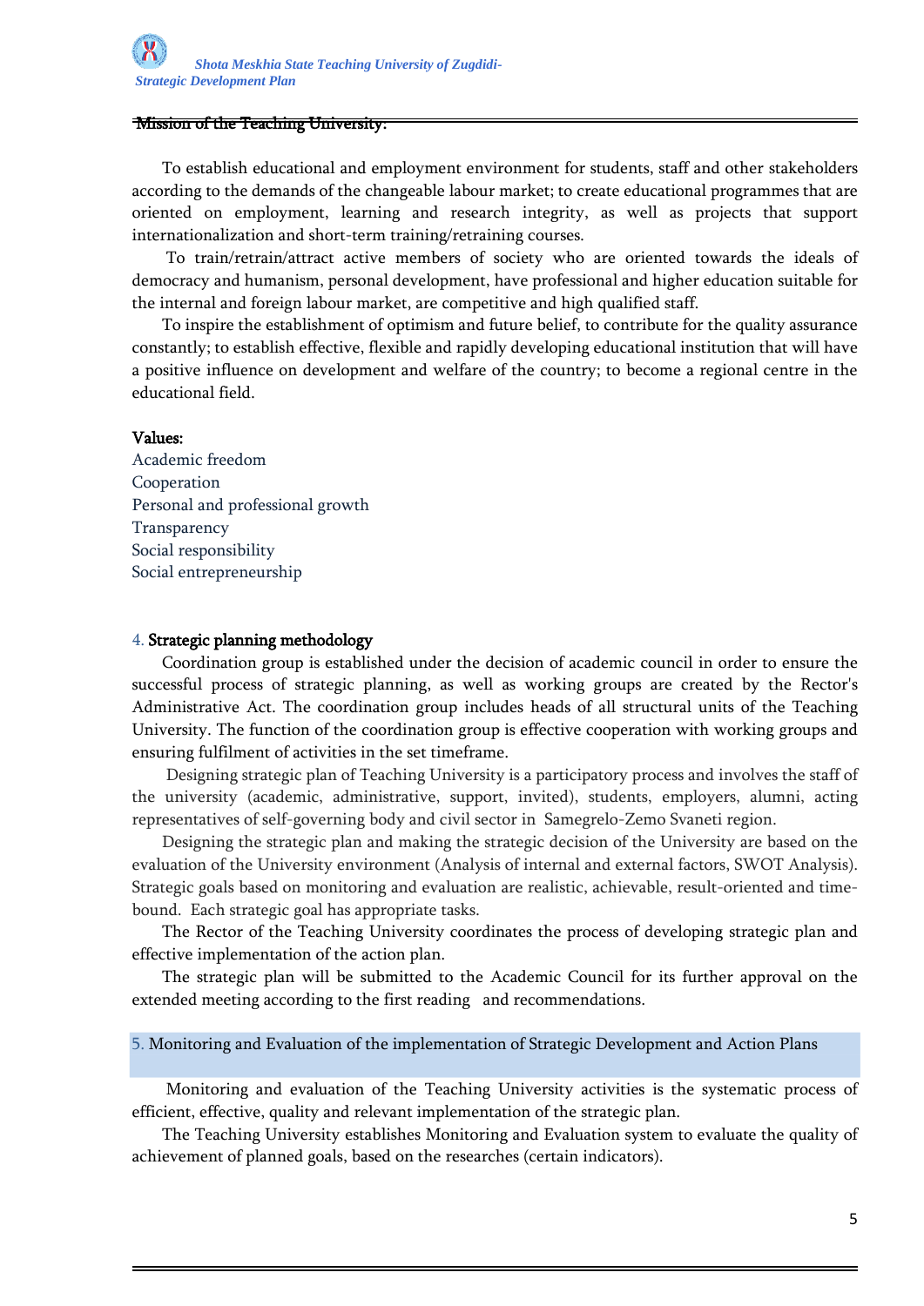**Mission of the Teaching University:**

To establish educational and employment environment for students, staff and other stakeholders according to the demands of the changeable labour market; to create educational programmes that are oriented on employment, learning and research integrity, as well as projects that support internationalization and short-term training/retraining courses.

To train/retrain/attract active members of society who are oriented towards the ideals of democracy and humanism, personal development, have professional and higher education suitable for the internal and foreign labour market, are competitive and high qualified staff.

To inspire the establishment of optimism and future belief, to contribute for the quality assurance constantly; to establish effective, flexible and rapidly developing educational institution that will have a positive influence on development and welfare of the country; to become a regional centre in the educational field.

**Values:**

Academic freedom
Cooperation
Personal and professional growth
Transparency
Social responsibility
Social entrepreneurship

## 4. Strategic planning methodology

Coordination group is established under the decision of academic council in order to ensure the successful process of strategic planning, as well as working groups are created by the Rector's Administrative Act. The coordination group includes heads of all structural units of the Teaching University. The function of the coordination group is effective cooperation with working groups and ensuring fulfilment of activities in the set timeframe.

Designing strategic plan of Teaching University is a participatory process and involves the staff of the university (academic, administrative, support, invited), students, employers, alumni, acting representatives of self-governing body and civil sector in Samegrelo-Zemo Svaneti region.

Designing the strategic plan and making the strategic decision of the University are based on the evaluation of the University environment (Analysis of internal and external factors, SWOT Analysis). Strategic goals based on monitoring and evaluation are realistic, achievable, result-oriented and time-bound. Each strategic goal has appropriate tasks.

The Rector of the Teaching University coordinates the process of developing strategic plan and effective implementation of the action plan.

The strategic plan will be submitted to the Academic Council for its further approval on the extended meeting according to the first reading and recommendations.

## 5. Monitoring and Evaluation of the implementation of Strategic Development and Action Plans

Monitoring and evaluation of the Teaching University activities is the systematic process of efficient, effective, quality and relevant implementation of the strategic plan.

The Teaching University establishes Monitoring and Evaluation system to evaluate the quality of achievement of planned goals, based on the researches (certain indicators).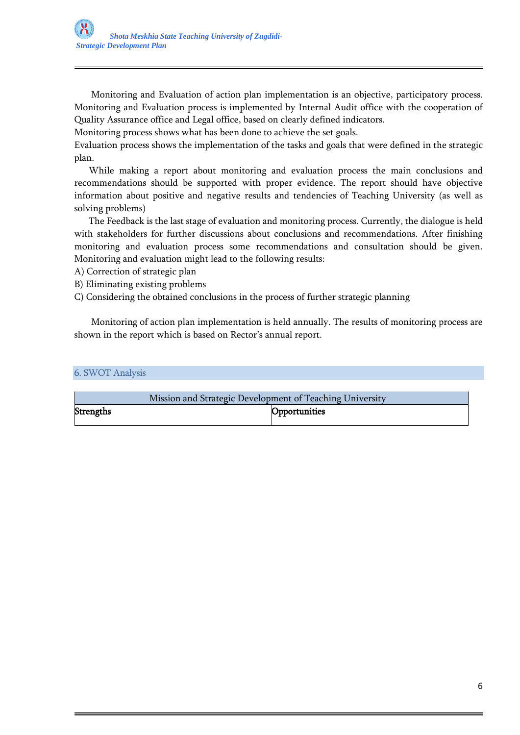Monitoring and Evaluation of action plan implementation is an objective, participatory process. Monitoring and Evaluation process is implemented by Internal Audit office with the cooperation of Quality Assurance office and Legal office, based on clearly defined indicators.

Monitoring process shows what has been done to achieve the set goals.

Evaluation process shows the implementation of the tasks and goals that were defined in the strategic plan.

While making a report about monitoring and evaluation process the main conclusions and recommendations should be supported with proper evidence. The report should have objective information about positive and negative results and tendencies of Teaching University (as well as solving problems)

The Feedback is the last stage of evaluation and monitoring process. Currently, the dialogue is held with stakeholders for further discussions about conclusions and recommendations. After finishing monitoring and evaluation process some recommendations and consultation should be given. Monitoring and evaluation might lead to the following results:

A) Correction of strategic plan

B) Eliminating existing problems

C) Considering the obtained conclusions in the process of further strategic planning

Monitoring of action plan implementation is held annually. The results of monitoring process are shown in the report which is based on Rector's annual report.

## 6. SWOT Analysis

| Mission and Strategic Development of Teaching University | |
|---|---|
| **Strengths** | **Opportunities** |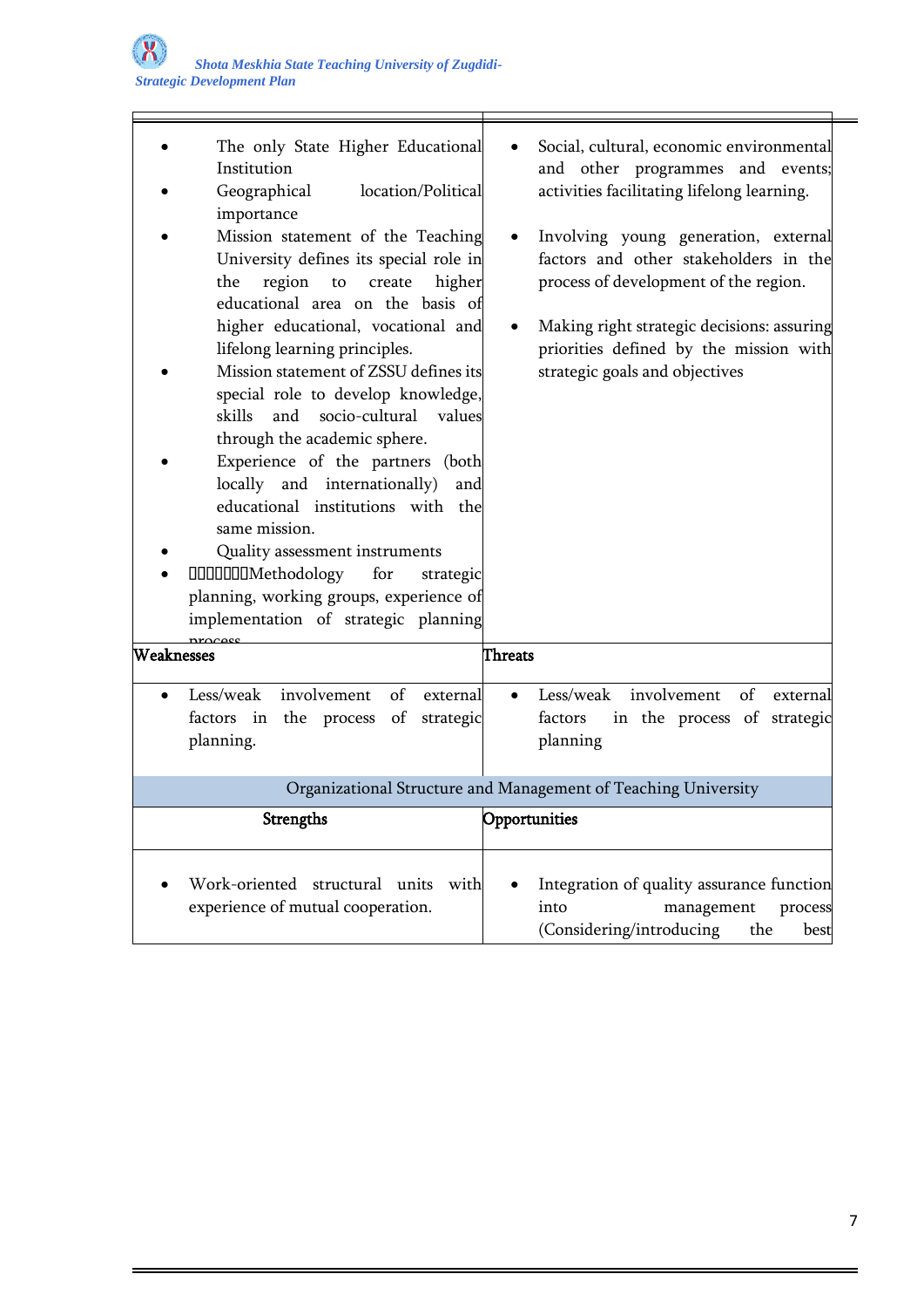| | |
|---|---|
| • The only State Higher Educational Institution<br>• Geographical location/Political importance<br>• Mission statement of the Teaching University defines its special role in the region to create higher educational area on the basis of higher educational, vocational and lifelong learning principles.<br>• Mission statement of ZSSU defines its special role to develop knowledge, skills and socio-cultural values through the academic sphere.<br>• Experience of the partners (both locally and internationally) and educational institutions with the same mission.<br>• Quality assessment instruments<br>• Methodology for strategic planning, working groups, experience of implementation of strategic planning process | • Social, cultural, economic environmental and other programmes and events; activities facilitating lifelong learning.<br>• Involving young generation, external factors and other stakeholders in the process of development of the region.<br>• Making right strategic decisions: assuring priorities defined by the mission with strategic goals and objectives |
| **Weaknesses** | **Threats** |
| • Less/weak involvement of external factors in the process of strategic planning. | • Less/weak involvement of external factors in the process of strategic planning |
| Organizational Structure and Management of Teaching University | |
| **Strengths** | **Opportunities** |
| • Work-oriented structural units with experience of mutual cooperation. | • Integration of quality assurance function into management process (Considering/introducing the best |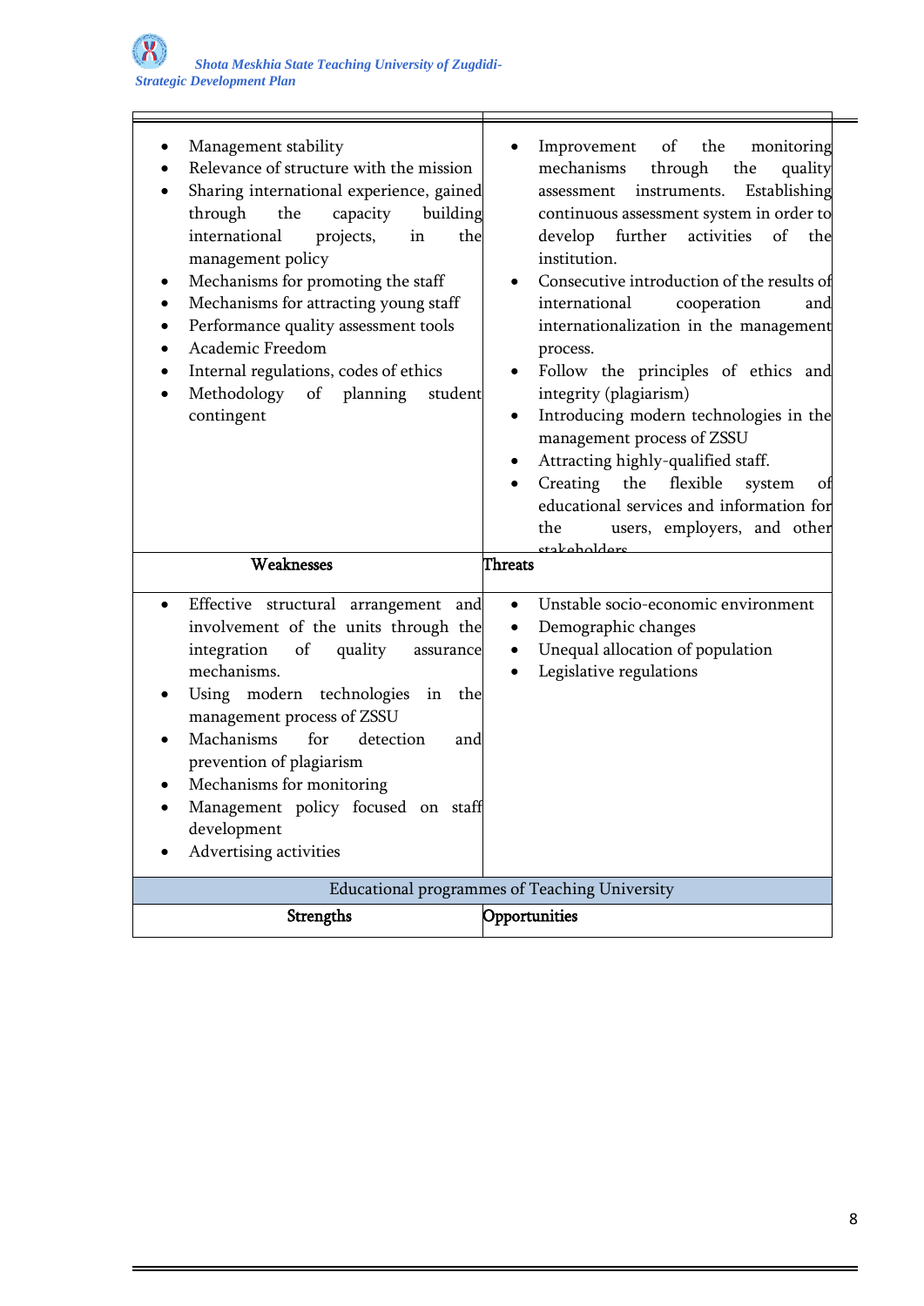| | |
|---|---|
| • Management stability<br>• Relevance of structure with the mission<br>• Sharing international experience, gained through the capacity building international projects, in the management policy<br>• Mechanisms for promoting the staff<br>• Mechanisms for attracting young staff<br>• Performance quality assessment tools<br>• Academic Freedom<br>• Internal regulations, codes of ethics<br>• Methodology of planning student contingent | • Improvement of the monitoring mechanisms through the quality assessment instruments. Establishing continuous assessment system in order to develop further activities of the institution.<br>• Consecutive introduction of the results of international cooperation and internationalization in the management process.<br>• Follow the principles of ethics and integrity (plagiarism)<br>• Introducing modern technologies in the management process of ZSSU<br>• Attracting highly-qualified staff.<br>• Creating the flexible system of educational services and information for the users, employers, and other stakeholders |
| **Weaknesses** | **Threats** |
| • Effective structural arrangement and involvement of the units through the integration of quality assurance mechanisms.<br>• Using modern technologies in the management process of ZSSU<br>• Machanisms for detection and prevention of plagiarism<br>• Mechanisms for monitoring<br>• Management policy focused on staff development<br>• Advertising activities | • Unstable socio-economic environment<br>• Demographic changes<br>• Unequal allocation of population<br>• Legislative regulations |
| Educational programmes of Teaching University | |
| **Strengths** | **Opportunities** |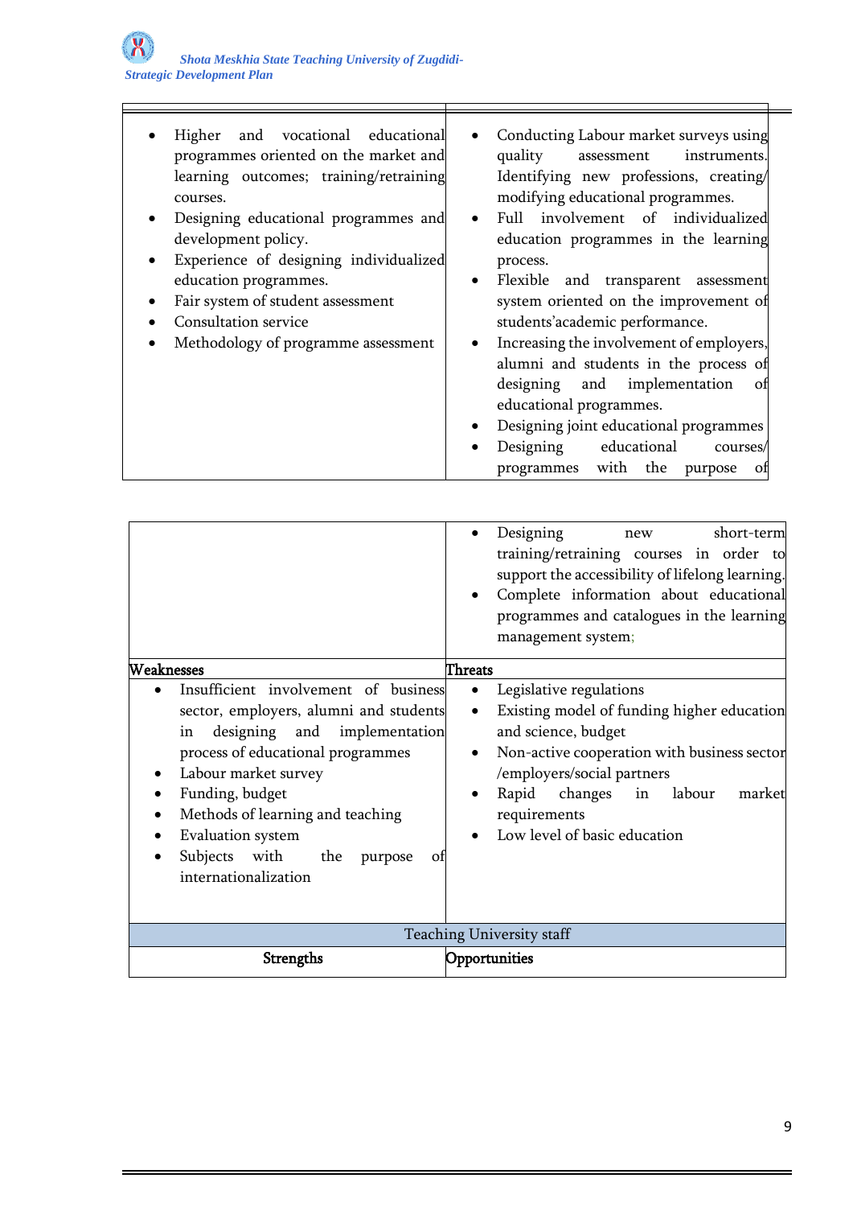| | |
|---|---|
| • Higher and vocational educational programmes oriented on the market and learning outcomes; training/retraining courses.<br>• Designing educational programmes and development policy.<br>• Experience of designing individualized education programmes.<br>• Fair system of student assessment<br>• Consultation service<br>• Methodology of programme assessment | • Conducting Labour market surveys using quality assessment instruments. Identifying new professions, creating/ modifying educational programmes.<br>• Full involvement of individualized education programmes in the learning process.<br>• Flexible and transparent assessment system oriented on the improvement of students'academic performance.<br>• Increasing the involvement of employers, alumni and students in the process of designing and implementation of educational programmes.<br>• Designing joint educational programmes<br>• Designing educational courses/ programmes with the purpose of |

| | |
|---|---|
| | • Designing new short-term training/retraining courses in order to support the accessibility of lifelong learning.<br>• Complete information about educational programmes and catalogues in the learning management system; |
| **Weaknesses** | **Threats** |
| • Insufficient involvement of business sector, employers, alumni and students in designing and implementation process of educational programmes<br>• Labour market survey<br>• Funding, budget<br>• Methods of learning and teaching<br>• Evaluation system<br>• Subjects with the purpose of internationalization | • Legislative regulations<br>• Existing model of funding higher education and science, budget<br>• Non-active cooperation with business sector /employers/social partners<br>• Rapid changes in labour market requirements<br>• Low level of basic education |
| Teaching University staff | |
| **Strengths** | **Opportunities** |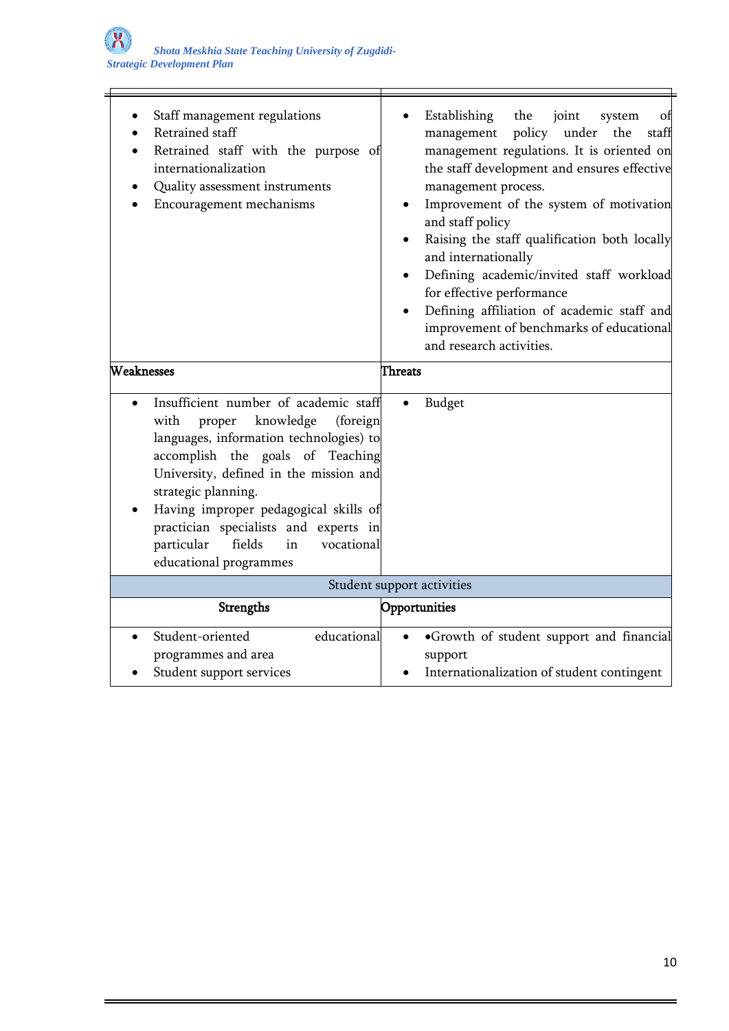| | |
|---|---|
| • Staff management regulations<br>• Retrained staff<br>• Retrained staff with the purpose of internationalization<br>• Quality assessment instruments<br>• Encouragement mechanisms | • Establishing the joint system of management policy under the staff management regulations. It is oriented on the staff development and ensures effective management process.<br>• Improvement of the system of motivation and staff policy<br>• Raising the staff qualification both locally and internationally<br>• Defining academic/invited staff workload for effective performance<br>• Defining affiliation of academic staff and improvement of benchmarks of educational and research activities. |
| **Weaknesses** | **Threats** |
| • Insufficient number of academic staff with proper knowledge (foreign languages, information technologies) to accomplish the goals of Teaching University, defined in the mission and strategic planning.<br>• Having improper pedagogical skills of practician specialists and experts in particular fields in vocational educational programmes | • Budget |
| Student support activities | |
| **Strengths** | **Opportunities** |
| • Student-oriented educational programmes and area<br>• Student support services | • •Growth of student support and financial support<br>• Internationalization of student contingent |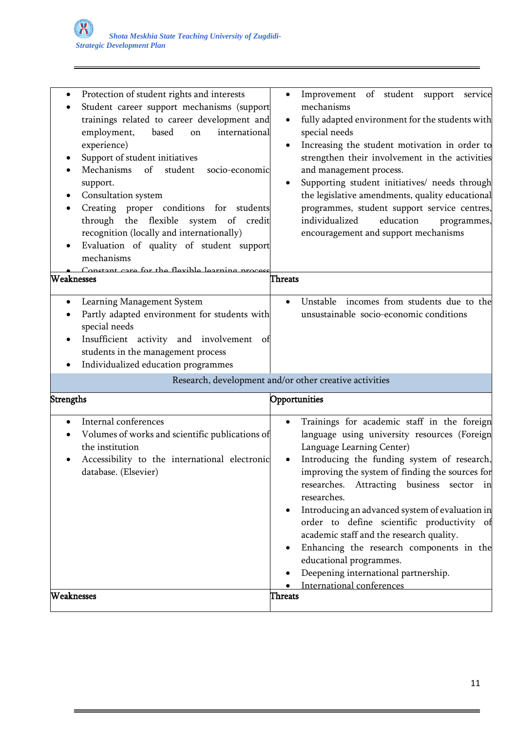| | |
|---|---|
| • Protection of student rights and interests<br>• Student career support mechanisms (support trainings related to career development and employment, based on international experience)<br>• Support of student initiatives<br>• Mechanisms of student socio-economic support.<br>• Consultation system<br>• Creating proper conditions for students through the flexible system of credit recognition (locally and internationally)<br>• Evaluation of quality of student support mechanisms<br>• Constant care for the flexible learning process | • Improvement of student support service mechanisms<br>• fully adapted environment for the students with special needs<br>• Increasing the student motivation in order to strengthen their involvement in the activities and management process.<br>• Supporting student initiatives/ needs through the legislative amendments, quality educational programmes, student support service centres, individualized education programmes, encouragement and support mechanisms |
| **Weaknesses** | **Threats** |
| • Learning Management System<br>• Partly adapted environment for students with special needs<br>• Insufficient activity and involvement of students in the management process<br>• Individualized education programmes | • Unstable incomes from students due to the unsustainable socio-economic conditions |
| Research, development and/or other creative activities | |
| **Strengths** | **Opportunities** |
| • Internal conferences<br>• Volumes of works and scientific publications of the institution<br>• Accessibility to the international electronic database. (Elsevier) | • Trainings for academic staff in the foreign language using university resources (Foreign Language Learning Center)<br>• Introducing the funding system of research, improving the system of finding the sources for researches. Attracting business sector in researches.<br>• Introducing an advanced system of evaluation in order to define scientific productivity of academic staff and the research quality.<br>• Enhancing the research components in the educational programmes.<br>• Deepening international partnership.<br>• International conferences |
| **Weaknesses** | **Threats** |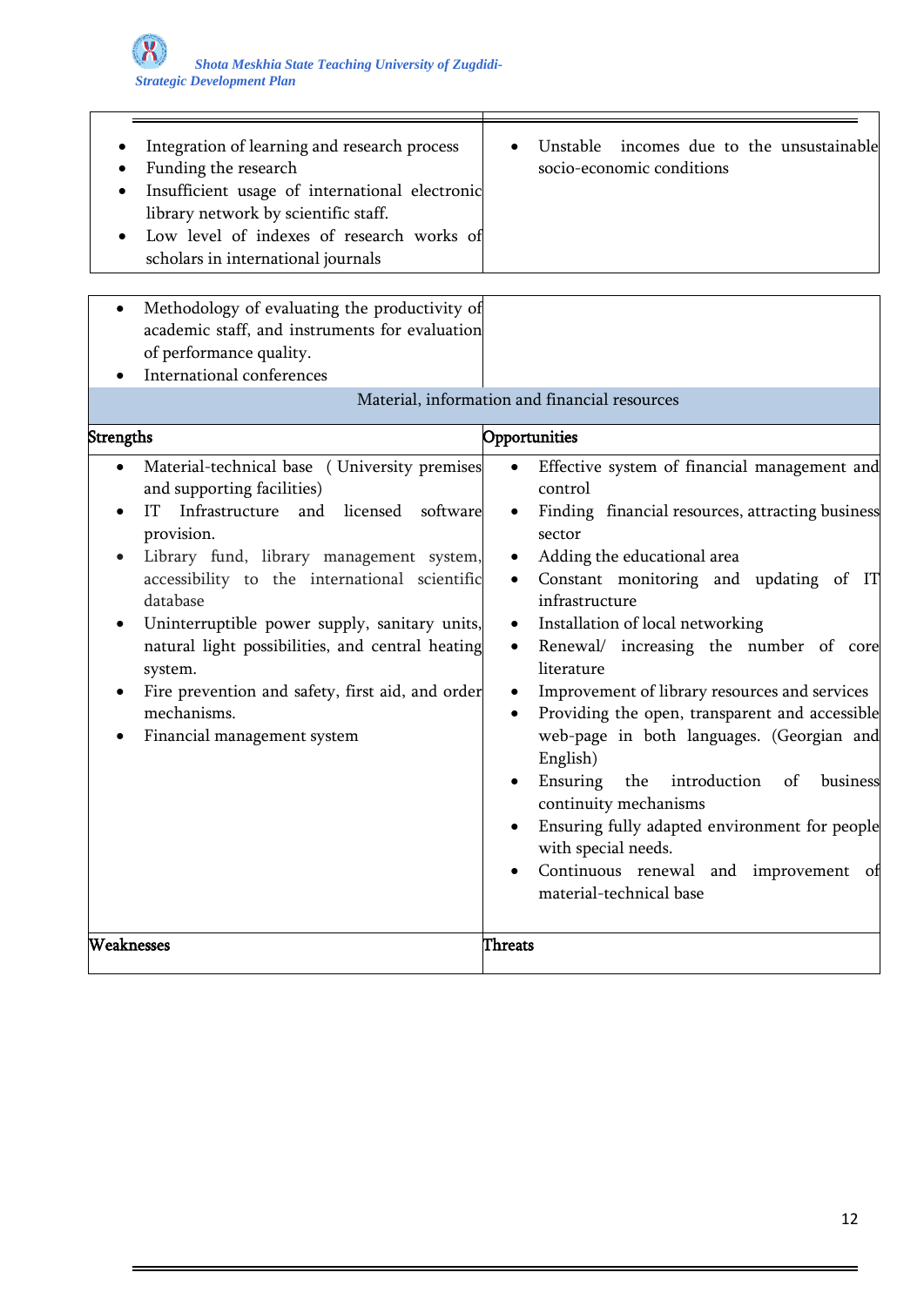| | |
|---|---|
| • Integration of learning and research process<br>• Funding the research<br>• Insufficient usage of international electronic library network by scientific staff.<br>• Low level of indexes of research works of scholars in international journals | • Unstable incomes due to the unsustainable socio-economic conditions |

| | |
|---|---|
| • Methodology of evaluating the productivity of academic staff, and instruments for evaluation of performance quality.<br>• International conferences | |
| Material, information and financial resources | |
| **Strengths** | **Opportunities** |
| • Material-technical base (University premises and supporting facilities)<br>• IT Infrastructure and licensed software provision.<br>• Library fund, library management system, accessibility to the international scientific database<br>• Uninterruptible power supply, sanitary units, natural light possibilities, and central heating system.<br>• Fire prevention and safety, first aid, and order mechanisms.<br>• Financial management system | • Effective system of financial management and control<br>• Finding financial resources, attracting business sector<br>• Adding the educational area<br>• Constant monitoring and updating of IT infrastructure<br>• Installation of local networking<br>• Renewal/ increasing the number of core literature<br>• Improvement of library resources and services<br>• Providing the open, transparent and accessible web-page in both languages. (Georgian and English)<br>• Ensuring the introduction of business continuity mechanisms<br>• Ensuring fully adapted environment for people with special needs.<br>• Continuous renewal and improvement of material-technical base |
| **Weaknesses** | **Threats** |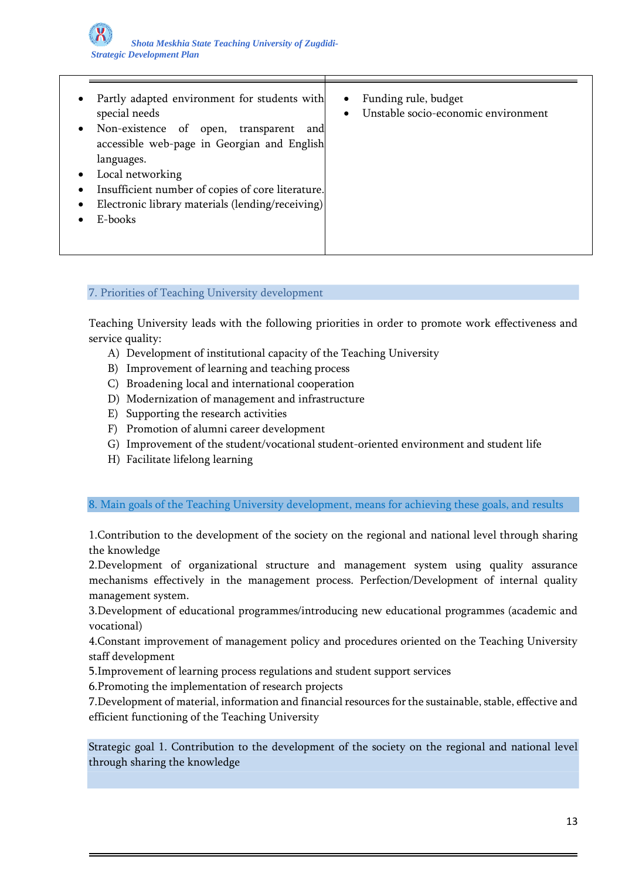| | |
|---|---|
| • Partly adapted environment for students with special needs<br>• Non-existence of open, transparent and accessible web-page in Georgian and English languages.<br>• Local networking<br>• Insufficient number of copies of core literature.<br>• Electronic library materials (lending/receiving)<br>• E-books | • Funding rule, budget<br>• Unstable socio-economic environment |

## 7. Priorities of Teaching University development

Teaching University leads with the following priorities in order to promote work effectiveness and service quality:

A) Development of institutional capacity of the Teaching University
B) Improvement of learning and teaching process
C) Broadening local and international cooperation
D) Modernization of management and infrastructure
E) Supporting the research activities
F) Promotion of alumni career development
G) Improvement of the student/vocational student-oriented environment and student life
H) Facilitate lifelong learning

## 8. Main goals of the Teaching University development, means for achieving these goals, and results

1.Contribution to the development of the society on the regional and national level through sharing the knowledge
2.Development of organizational structure and management system using quality assurance mechanisms effectively in the management process. Perfection/Development of internal quality management system.
3.Development of educational programmes/introducing new educational programmes (academic and vocational)
4.Constant improvement of management policy and procedures oriented on the Teaching University staff development
5.Improvement of learning process regulations and student support services
6.Promoting the implementation of research projects
7.Development of material, information and financial resources for the sustainable, stable, effective and efficient functioning of the Teaching University

### Strategic goal 1. Contribution to the development of the society on the regional and national level through sharing the knowledge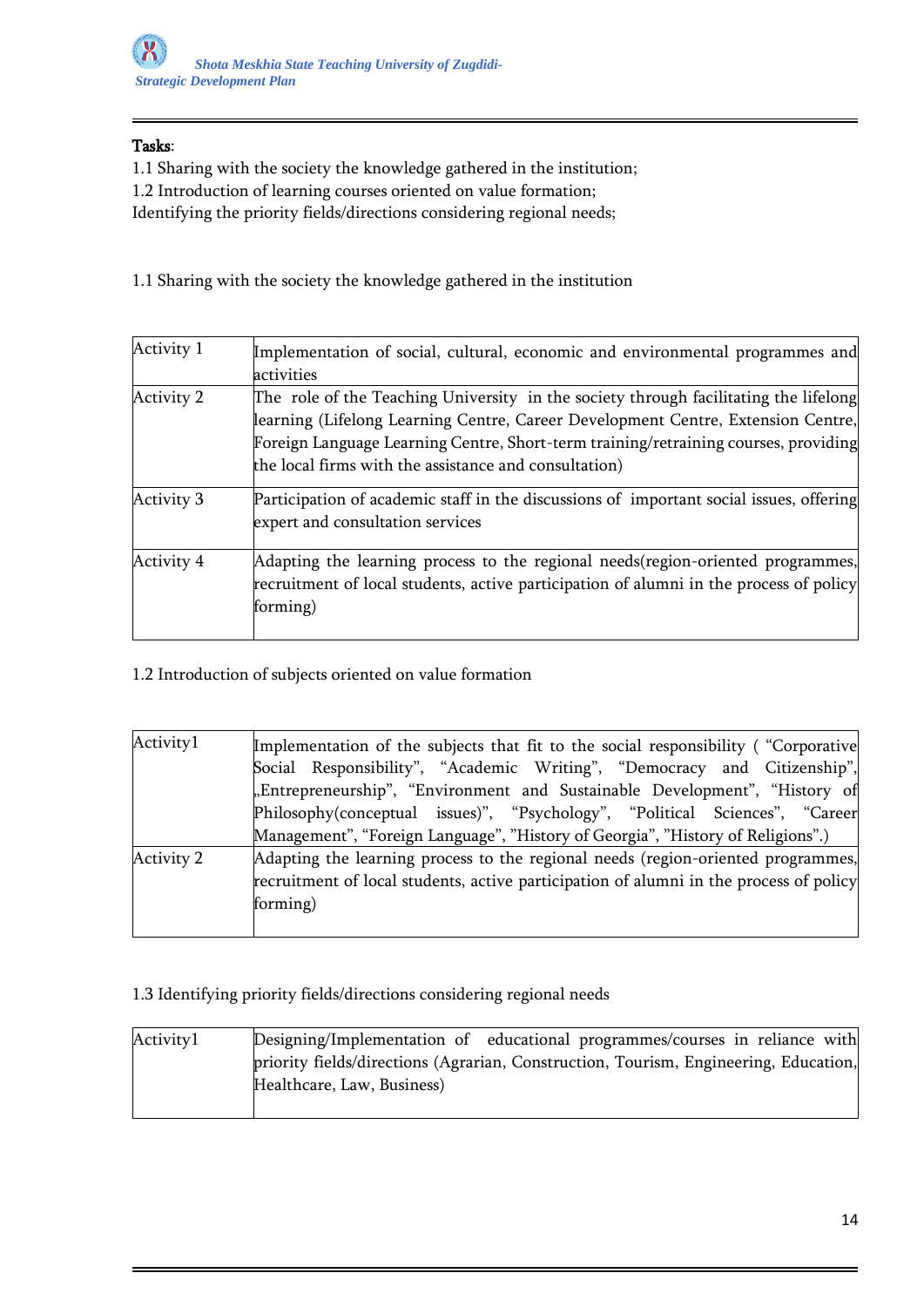**Tasks**:

1.1 Sharing with the society the knowledge gathered in the institution;
1.2 Introduction of learning courses oriented on value formation;
Identifying the priority fields/directions considering regional needs;

1.1 Sharing with the society the knowledge gathered in the institution

| | |
|---|---|
| Activity 1 | Implementation of social, cultural, economic and environmental programmes and activities |
| Activity 2 | The role of the Teaching University in the society through facilitating the lifelong learning (Lifelong Learning Centre, Career Development Centre, Extension Centre, Foreign Language Learning Centre, Short-term training/retraining courses, providing the local firms with the assistance and consultation) |
| Activity 3 | Participation of academic staff in the discussions of important social issues, offering expert and consultation services |
| Activity 4 | Adapting the learning process to the regional needs(region-oriented programmes, recruitment of local students, active participation of alumni in the process of policy forming) |

1.2 Introduction of subjects oriented on value formation

| | |
|---|---|
| Activity1 | Implementation of the subjects that fit to the social responsibility ( "Corporative Social Responsibility", "Academic Writing", "Democracy and Citizenship", „Entrepreneurship", "Environment and Sustainable Development", "History of Philosophy(conceptual issues)", "Psychology", "Political Sciences", "Career Management", "Foreign Language", "History of Georgia", "History of Religions".) |
| Activity 2 | Adapting the learning process to the regional needs (region-oriented programmes, recruitment of local students, active participation of alumni in the process of policy forming) |

1.3 Identifying priority fields/directions considering regional needs

| | |
|---|---|
| Activity1 | Designing/Implementation of educational programmes/courses in reliance with priority fields/directions (Agrarian, Construction, Tourism, Engineering, Education, Healthcare, Law, Business) |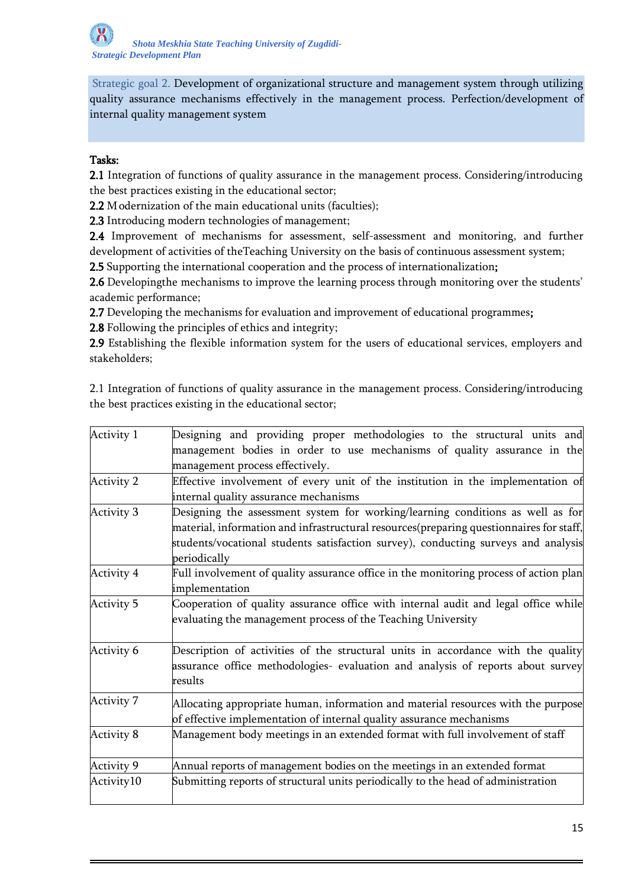Strategic goal 2. Development of organizational structure and management system through utilizing quality assurance mechanisms effectively in the management process. Perfection/development of internal quality management system

**Tasks:**

**2.1** Integration of functions of quality assurance in the management process. Considering/introducing the best practices existing in the educational sector;

**2.2** Modernization of the main educational units (faculties);

**2.3** Introducing modern technologies of management;

**2.4** Improvement of mechanisms for assessment, self-assessment and monitoring, and further development of activities of theTeaching University on the basis of continuous assessment system;

**2.5** Supporting the international cooperation and the process of internationalization**;**

**2.6** Developingthe mechanisms to improve the learning process through monitoring over the students' academic performance;

**2.7** Developing the mechanisms for evaluation and improvement of educational programmes**;**

**2.8** Following the principles of ethics and integrity;

**2.9** Establishing the flexible information system for the users of educational services, employers and stakeholders;

2.1 Integration of functions of quality assurance in the management process. Considering/introducing the best practices existing in the educational sector;

| | |
|---|---|
| Activity 1 | Designing and providing proper methodologies to the structural units and management bodies in order to use mechanisms of quality assurance in the management process effectively. |
| Activity 2 | Effective involvement of every unit of the institution in the implementation of internal quality assurance mechanisms |
| Activity 3 | Designing the assessment system for working/learning conditions as well as for material, information and infrastructural resources(preparing questionnaires for staff, students/vocational students satisfaction survey), conducting surveys and analysis periodically |
| Activity 4 | Full involvement of quality assurance office in the monitoring process of action plan implementation |
| Activity 5 | Cooperation of quality assurance office with internal audit and legal office while evaluating the management process of the Teaching University |
| Activity 6 | Description of activities of the structural units in accordance with the quality assurance office methodologies- evaluation and analysis of reports about survey results |
| Activity 7 | Allocating appropriate human, information and material resources with the purpose of effective implementation of internal quality assurance mechanisms |
| Activity 8 | Management body meetings in an extended format with full involvement of staff |
| Activity 9 | Annual reports of management bodies on the meetings in an extended format |
| Activity10 | Submitting reports of structural units periodically to the head of administration |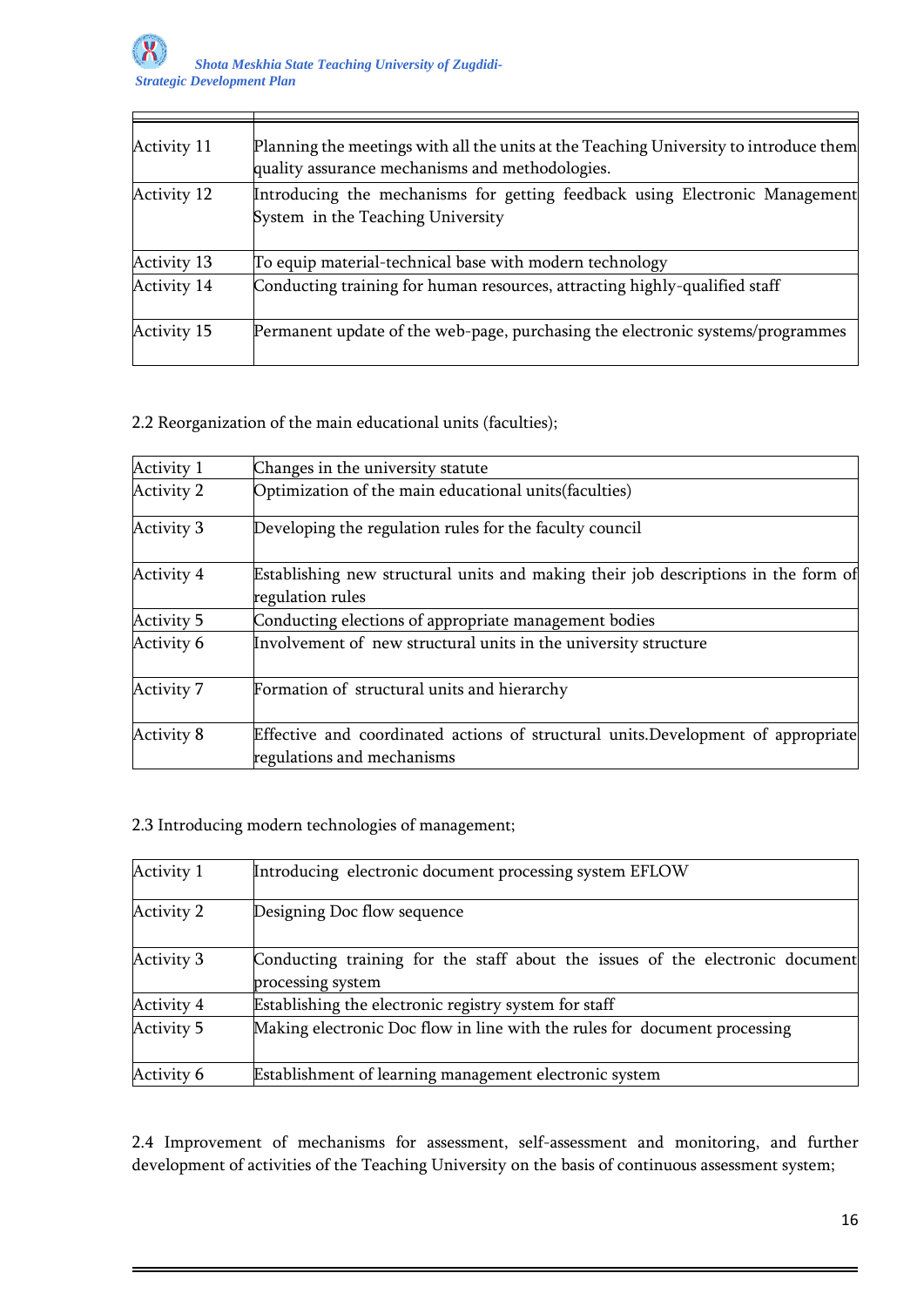| | |
|---|---|
| Activity 11 | Planning the meetings with all the units at the Teaching University to introduce them quality assurance mechanisms and methodologies. |
| Activity 12 | Introducing the mechanisms for getting feedback using Electronic Management System in the Teaching University |
| Activity 13 | To equip material-technical base with modern technology |
| Activity 14 | Conducting training for human resources, attracting highly-qualified staff |
| Activity 15 | Permanent update of the web-page, purchasing the electronic systems/programmes |

2.2 Reorganization of the main educational units (faculties);

| | |
|---|---|
| Activity 1 | Changes in the university statute |
| Activity 2 | Optimization of the main educational units(faculties) |
| Activity 3 | Developing the regulation rules for the faculty council |
| Activity 4 | Establishing new structural units and making their job descriptions in the form of regulation rules |
| Activity 5 | Conducting elections of appropriate management bodies |
| Activity 6 | Involvement of new structural units in the university structure |
| Activity 7 | Formation of structural units and hierarchy |
| Activity 8 | Effective and coordinated actions of structural units.Development of appropriate regulations and mechanisms |

2.3 Introducing modern technologies of management;

| | |
|---|---|
| Activity 1 | Introducing electronic document processing system EFLOW |
| Activity 2 | Designing Doc flow sequence |
| Activity 3 | Conducting training for the staff about the issues of the electronic document processing system |
| Activity 4 | Establishing the electronic registry system for staff |
| Activity 5 | Making electronic Doc flow in line with the rules for document processing |
| Activity 6 | Establishment of learning management electronic system |

2.4 Improvement of mechanisms for assessment, self-assessment and monitoring, and further development of activities of the Teaching University on the basis of continuous assessment system;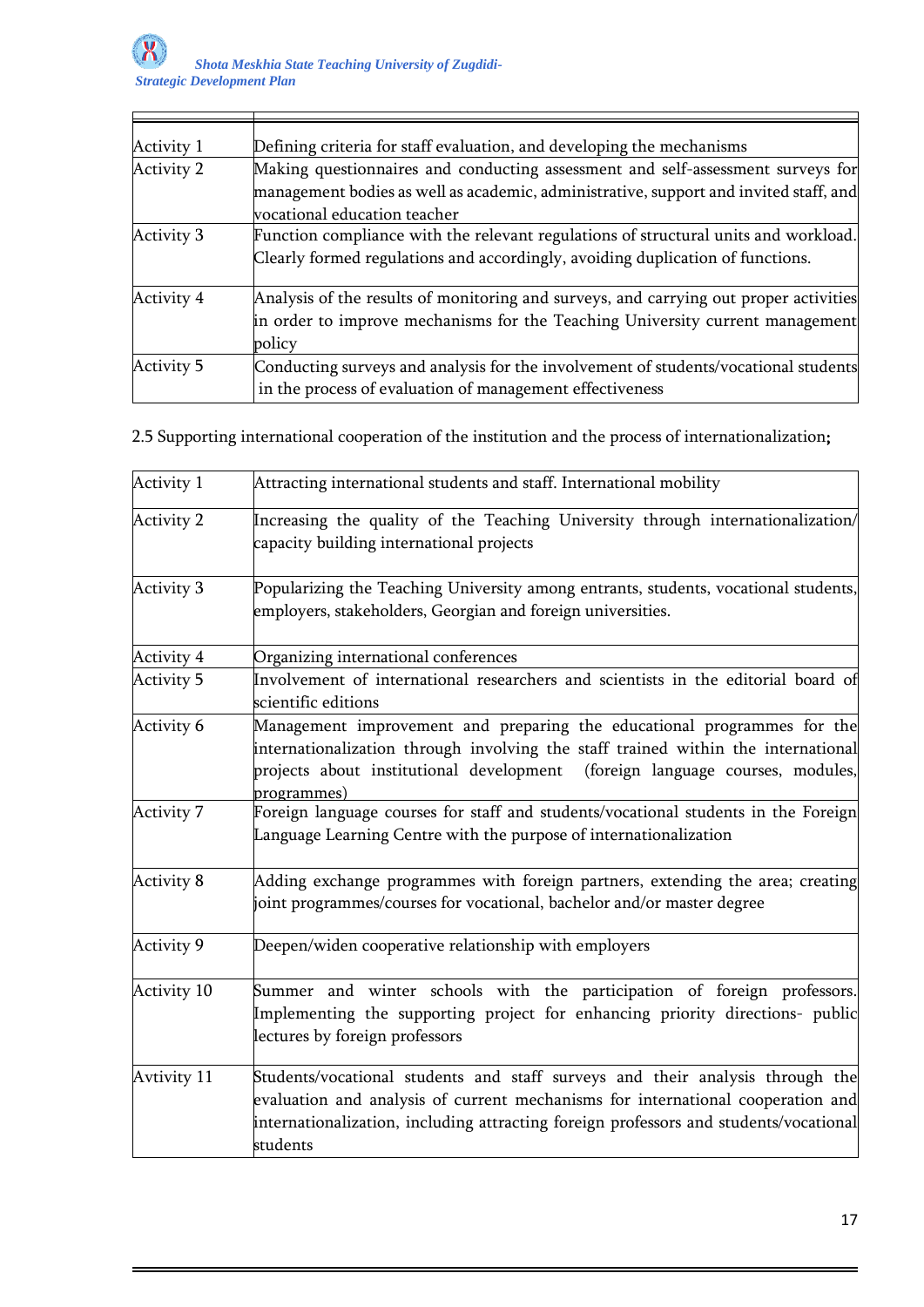| | |
|---|---|
| Activity 1 | Defining criteria for staff evaluation, and developing the mechanisms |
| Activity 2 | Making questionnaires and conducting assessment and self-assessment surveys for management bodies as well as academic, administrative, support and invited staff, and vocational education teacher |
| Activity 3 | Function compliance with the relevant regulations of structural units and workload. Clearly formed regulations and accordingly, avoiding duplication of functions. |
| Activity 4 | Analysis of the results of monitoring and surveys, and carrying out proper activities in order to improve mechanisms for the Teaching University current management policy |
| Activity 5 | Conducting surveys and analysis for the involvement of students/vocational students in the process of evaluation of management effectiveness |

2.5 Supporting international cooperation of the institution and the process of internationalization**;**

| | |
|---|---|
| Activity 1 | Attracting international students and staff. International mobility |
| Activity 2 | Increasing the quality of the Teaching University through internationalization/ capacity building international projects |
| Activity 3 | Popularizing the Teaching University among entrants, students, vocational students, employers, stakeholders, Georgian and foreign universities. |
| Activity 4 | Organizing international conferences |
| Activity 5 | Involvement of international researchers and scientists in the editorial board of scientific editions |
| Activity 6 | Management improvement and preparing the educational programmes for the internationalization through involving the staff trained within the international projects about institutional development (foreign language courses, modules, programmes) |
| Activity 7 | Foreign language courses for staff and students/vocational students in the Foreign Language Learning Centre with the purpose of internationalization |
| Activity 8 | Adding exchange programmes with foreign partners, extending the area; creating joint programmes/courses for vocational, bachelor and/or master degree |
| Activity 9 | Deepen/widen cooperative relationship with employers |
| Activity 10 | Summer and winter schools with the participation of foreign professors. Implementing the supporting project for enhancing priority directions- public lectures by foreign professors |
| Avtivity 11 | Students/vocational students and staff surveys and their analysis through the evaluation and analysis of current mechanisms for international cooperation and internationalization, including attracting foreign professors and students/vocational students |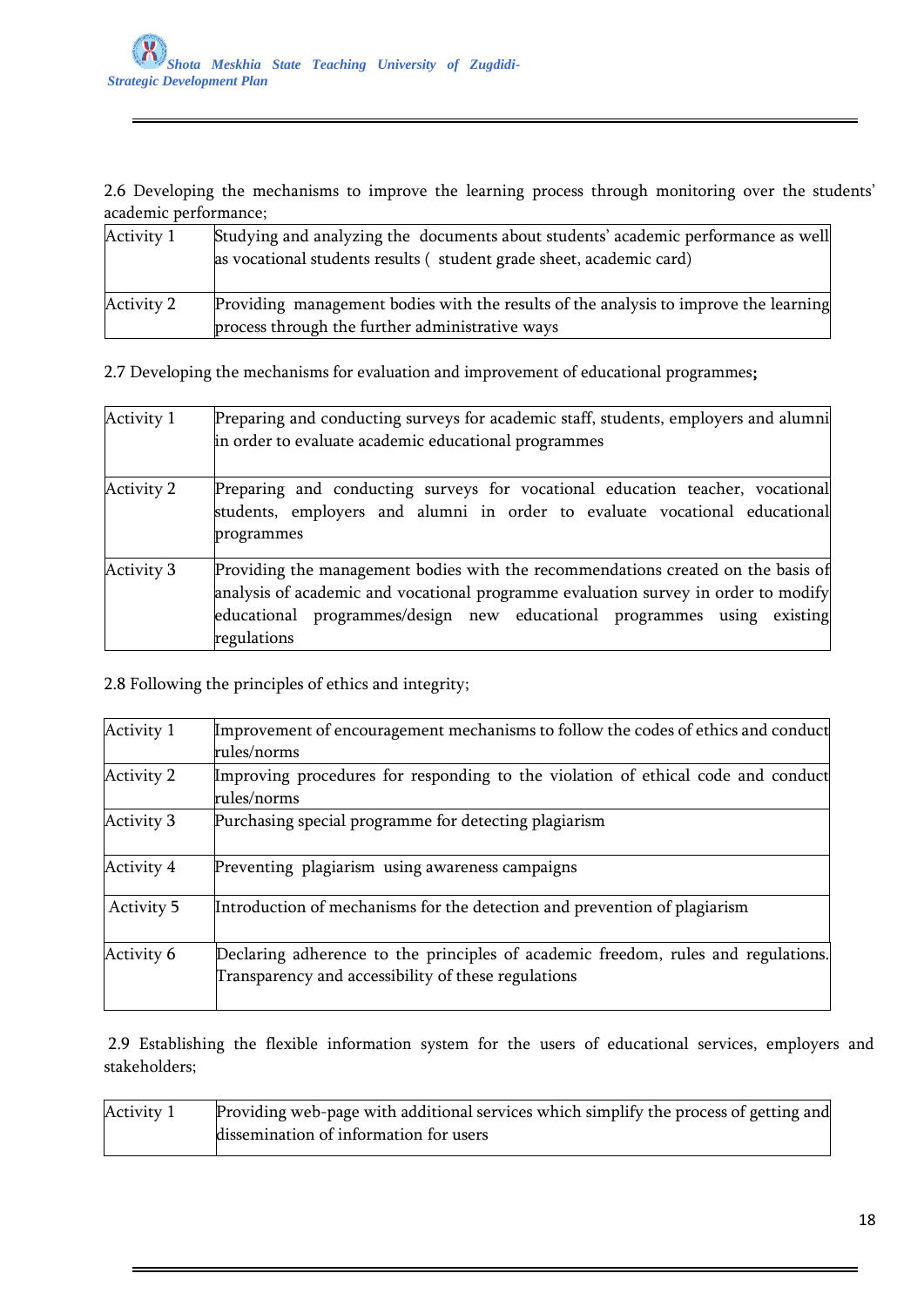2.6 Developing the mechanisms to improve the learning process through monitoring over the students' academic performance;

| Activity 1 | Studying and analyzing the documents about students' academic performance as well as vocational students results ( student grade sheet, academic card) |
|---|---|
| Activity 2 | Providing management bodies with the results of the analysis to improve the learning process through the further administrative ways |

2.7 Developing the mechanisms for evaluation and improvement of educational programmes**;**

| Activity 1 | Preparing and conducting surveys for academic staff, students, employers and alumni in order to evaluate academic educational programmes |
|---|---|
| Activity 2 | Preparing and conducting surveys for vocational education teacher, vocational students, employers and alumni in order to evaluate vocational educational programmes |
| Activity 3 | Providing the management bodies with the recommendations created on the basis of analysis of academic and vocational programme evaluation survey in order to modify educational programmes/design new educational programmes using existing regulations |

2.8 Following the principles of ethics and integrity;

| Activity 1 | Improvement of encouragement mechanisms to follow the codes of ethics and conduct rules/norms |
|---|---|
| Activity 2 | Improving procedures for responding to the violation of ethical code and conduct rules/norms |
| Activity 3 | Purchasing special programme for detecting plagiarism |
| Activity 4 | Preventing plagiarism using awareness campaigns |
| Activity 5 | Introduction of mechanisms for the detection and prevention of plagiarism |
| Activity 6 | Declaring adherence to the principles of academic freedom, rules and regulations. Transparency and accessibility of these regulations |

2.9 Establishing the flexible information system for the users of educational services, employers and stakeholders;

| Activity 1 | Providing web-page with additional services which simplify the process of getting and dissemination of information for users |
|---|---|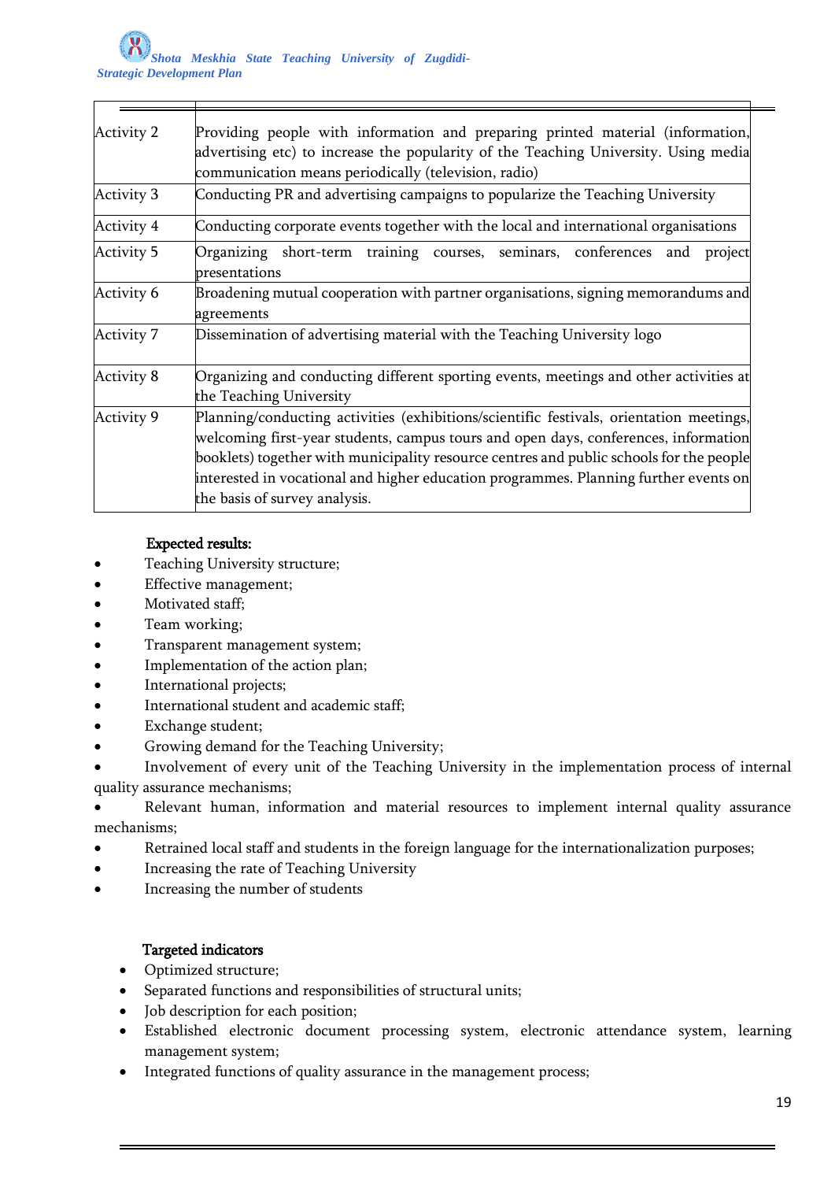| | |
|---|---|
| Activity 2 | Providing people with information and preparing printed material (information, advertising etc) to increase the popularity of the Teaching University. Using media communication means periodically (television, radio) |
| Activity 3 | Conducting PR and advertising campaigns to popularize the Teaching University |
| Activity 4 | Conducting corporate events together with the local and international organisations |
| Activity 5 | Organizing short-term training courses, seminars, conferences and project presentations |
| Activity 6 | Broadening mutual cooperation with partner organisations, signing memorandums and agreements |
| Activity 7 | Dissemination of advertising material with the Teaching University logo |
| Activity 8 | Organizing and conducting different sporting events, meetings and other activities at the Teaching University |
| Activity 9 | Planning/conducting activities (exhibitions/scientific festivals, orientation meetings, welcoming first-year students, campus tours and open days, conferences, information booklets) together with municipality resource centres and public schools for the people interested in vocational and higher education programmes. Planning further events on the basis of survey analysis. |

**Expected results:**

- Teaching University structure;
- Effective management;
- Motivated staff;
- Team working;
- Transparent management system;
- Implementation of the action plan;
- International projects;
- International student and academic staff;
- Exchange student;
- Growing demand for the Teaching University;
- Involvement of every unit of the Teaching University in the implementation process of internal quality assurance mechanisms;
- Relevant human, information and material resources to implement internal quality assurance mechanisms;
- Retrained local staff and students in the foreign language for the internationalization purposes;
- Increasing the rate of Teaching University
- Increasing the number of students

**Targeted indicators**

- Optimized structure;
- Separated functions and responsibilities of structural units;
- Job description for each position;
- Established electronic document processing system, electronic attendance system, learning management system;
- Integrated functions of quality assurance in the management process;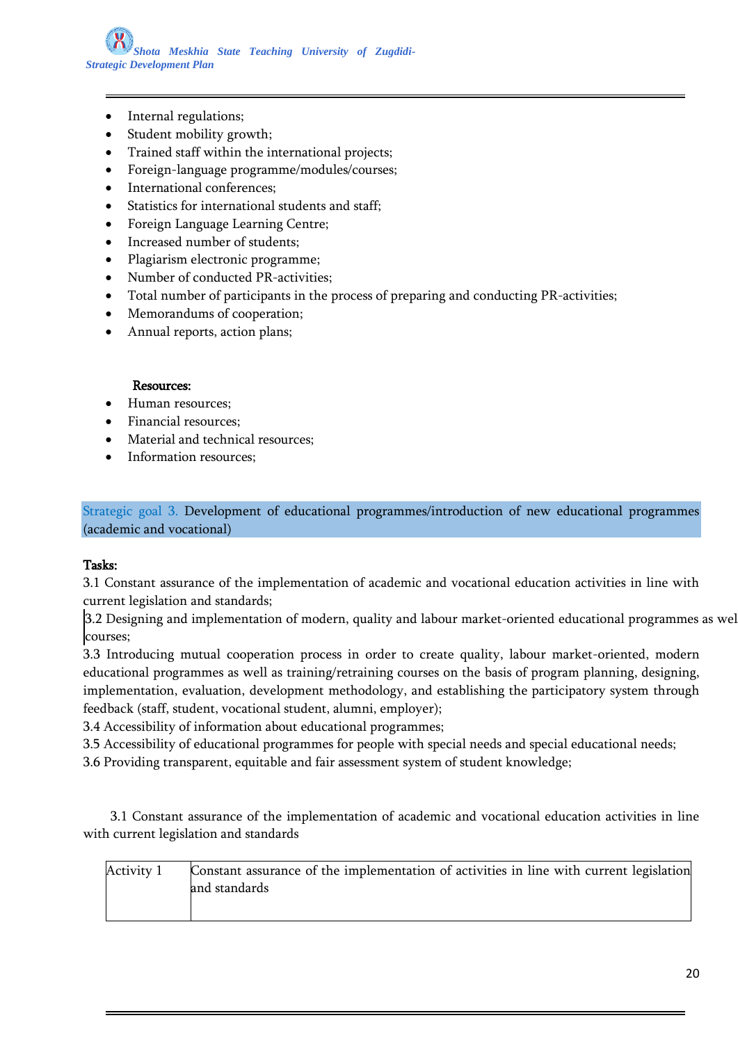- Internal regulations;
- Student mobility growth;
- Trained staff within the international projects;
- Foreign-language programme/modules/courses;
- International conferences;
- Statistics for international students and staff;
- Foreign Language Learning Centre;
- Increased number of students;
- Plagiarism electronic programme;
- Number of conducted PR-activities;
- Total number of participants in the process of preparing and conducting PR-activities;
- Memorandums of cooperation;
- Annual reports, action plans;

**Resources:**

- Human resources;
- Financial resources;
- Material and technical resources;
- Information resources;

Strategic goal 3. Development of educational programmes/introduction of new educational programmes (academic and vocational)

**Tasks:**

3.1 Constant assurance of the implementation of academic and vocational education activities in line with current legislation and standards;

3.2 Designing and implementation of modern, quality and labour market-oriented educational programmes as wel courses;

3.3 Introducing mutual cooperation process in order to create quality, labour market-oriented, modern educational programmes as well as training/retraining courses on the basis of program planning, designing, implementation, evaluation, development methodology, and establishing the participatory system through feedback (staff, student, vocational student, alumni, employer);

3.4 Accessibility of information about educational programmes;

3.5 Accessibility of educational programmes for people with special needs and special educational needs;

3.6 Providing transparent, equitable and fair assessment system of student knowledge;

3.1 Constant assurance of the implementation of academic and vocational education activities in line with current legislation and standards

| Activity 1 | Constant assurance of the implementation of activities in line with current legislation and standards |
|---|---|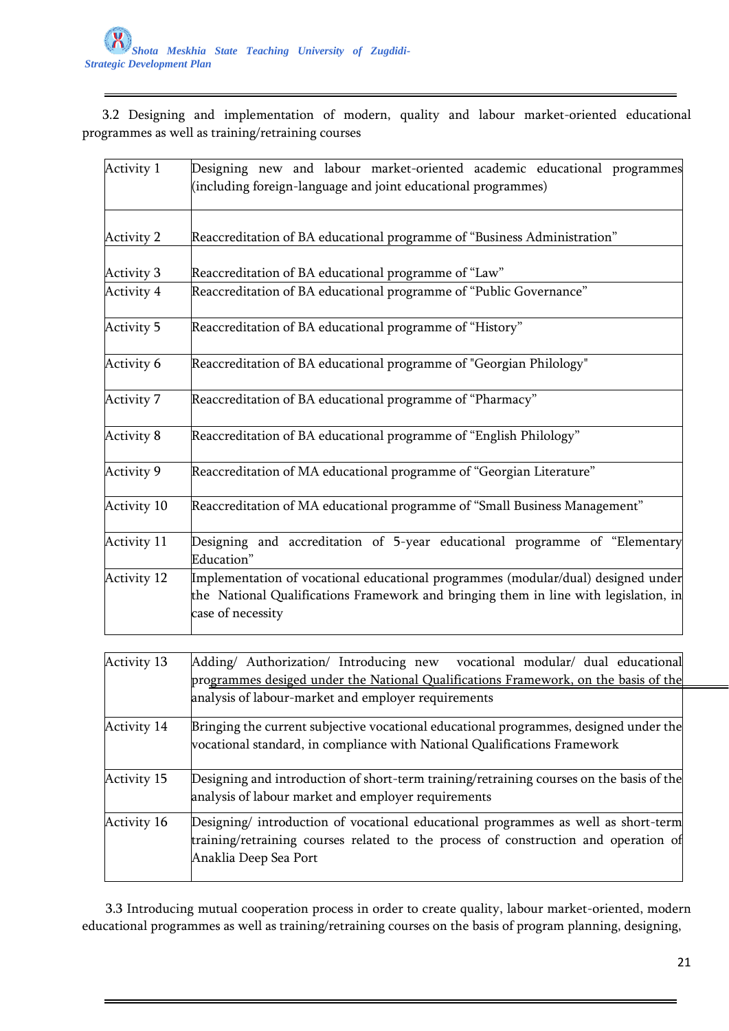3.2 Designing and implementation of modern, quality and labour market-oriented educational programmes as well as training/retraining courses

| | |
|---|---|
| Activity 1 | Designing new and labour market-oriented academic educational programmes (including foreign-language and joint educational programmes) |
| Activity 2 | Reaccreditation of BA educational programme of “Business Administration” |
| Activity 3 | Reaccreditation of BA educational programme of “Law” |
| Activity 4 | Reaccreditation of BA educational programme of “Public Governance” |
| Activity 5 | Reaccreditation of BA educational programme of “History” |
| Activity 6 | Reaccreditation of BA educational programme of "Georgian Philology" |
| Activity 7 | Reaccreditation of BA educational programme of “Pharmacy” |
| Activity 8 | Reaccreditation of BA educational programme of “English Philology” |
| Activity 9 | Reaccreditation of MA educational programme of “Georgian Literature” |
| Activity 10 | Reaccreditation of MA educational programme of “Small Business Management” |
| Activity 11 | Designing and accreditation of 5-year educational programme of “Elementary Education” |
| Activity 12 | Implementation of vocational educational programmes (modular/dual) designed under the National Qualifications Framework and bringing them in line with legislation, in case of necessity |
| Activity 13 | Adding/ Authorization/ Introducing new vocational modular/ dual educational programmes desiged under the National Qualifications Framework, on the basis of the analysis of labour-market and employer requirements |
| Activity 14 | Bringing the current subjective vocational educational programmes, designed under the vocational standard, in compliance with National Qualifications Framework |
| Activity 15 | Designing and introduction of short-term training/retraining courses on the basis of the analysis of labour market and employer requirements |
| Activity 16 | Designing/ introduction of vocational educational programmes as well as short-term training/retraining courses related to the process of construction and operation of Anaklia Deep Sea Port |

3.3 Introducing mutual cooperation process in order to create quality, labour market-oriented, modern educational programmes as well as training/retraining courses on the basis of program planning, designing,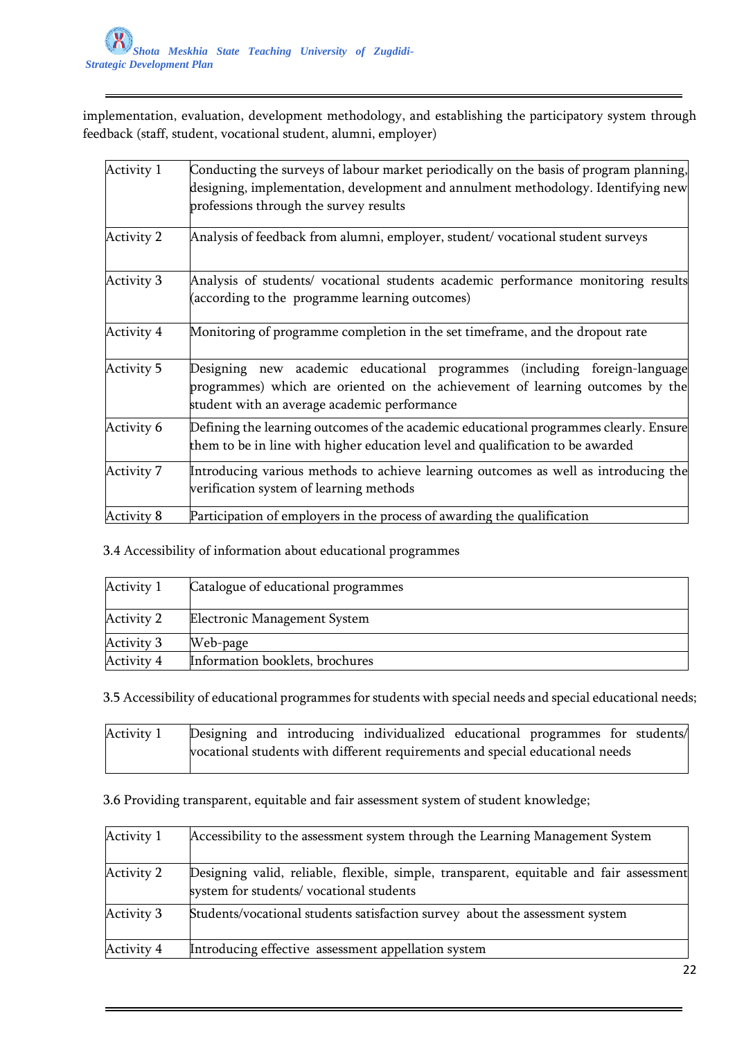implementation, evaluation, development methodology, and establishing the participatory system through feedback (staff, student, vocational student, alumni, employer)

| | |
|---|---|
| Activity 1 | Conducting the surveys of labour market periodically on the basis of program planning, designing, implementation, development and annulment methodology. Identifying new professions through the survey results |
| Activity 2 | Analysis of feedback from alumni, employer, student/ vocational student surveys |
| Activity 3 | Analysis of students/ vocational students academic performance monitoring results (according to the programme learning outcomes) |
| Activity 4 | Monitoring of programme completion in the set timeframe, and the dropout rate |
| Activity 5 | Designing new academic educational programmes (including foreign-language programmes) which are oriented on the achievement of learning outcomes by the student with an average academic performance |
| Activity 6 | Defining the learning outcomes of the academic educational programmes clearly. Ensure them to be in line with higher education level and qualification to be awarded |
| Activity 7 | Introducing various methods to achieve learning outcomes as well as introducing the verification system of learning methods |
| Activity 8 | Participation of employers in the process of awarding the qualification |

3.4 Accessibility of information about educational programmes

| | |
|---|---|
| Activity 1 | Catalogue of educational programmes |
| Activity 2 | Electronic Management System |
| Activity 3 | Web-page |
| Activity 4 | Information booklets, brochures |

3.5 Accessibility of educational programmes for students with special needs and special educational needs;

| | |
|---|---|
| Activity 1 | Designing and introducing individualized educational programmes for students/ vocational students with different requirements and special educational needs |

3.6 Providing transparent, equitable and fair assessment system of student knowledge;

| | |
|---|---|
| Activity 1 | Accessibility to the assessment system through the Learning Management System |
| Activity 2 | Designing valid, reliable, flexible, simple, transparent, equitable and fair assessment system for students/ vocational students |
| Activity 3 | Students/vocational students satisfaction survey about the assessment system |
| Activity 4 | Introducing effective assessment appellation system |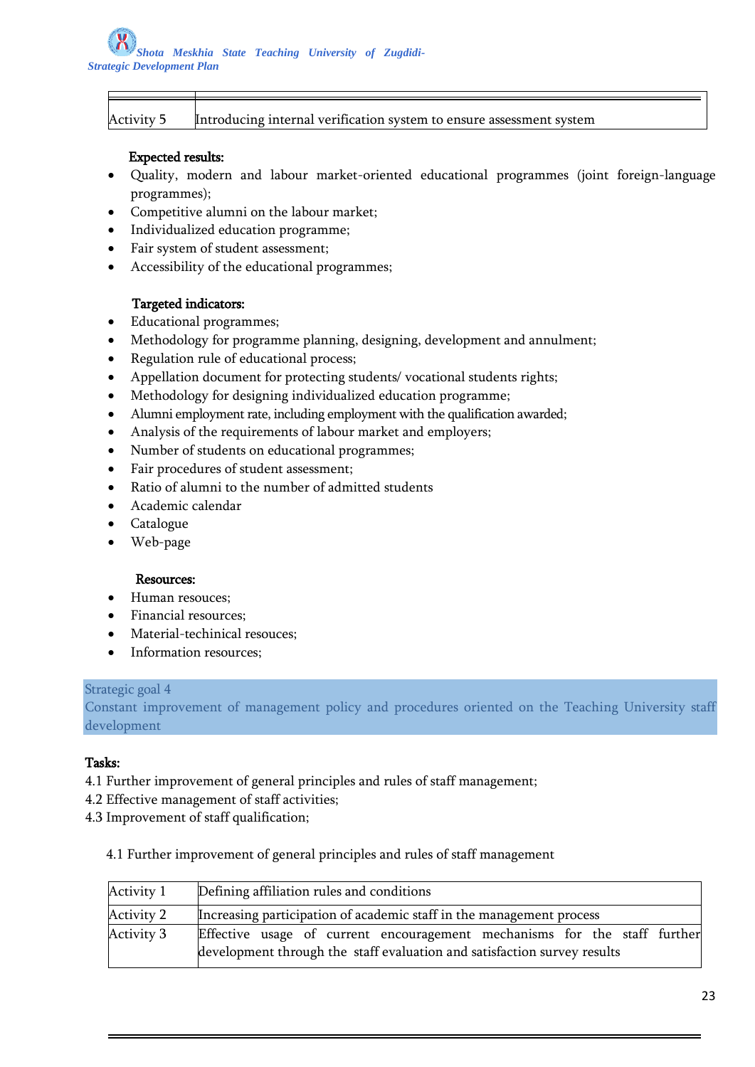| | |
|---|---|
| Activity 5 | Introducing internal verification system to ensure assessment system |

**Expected results:**

- Quality, modern and labour market-oriented educational programmes (joint foreign-language programmes);
- Competitive alumni on the labour market;
- Individualized education programme;
- Fair system of student assessment;
- Accessibility of the educational programmes;

**Targeted indicators:**

- Educational programmes;
- Methodology for programme planning, designing, development and annulment;
- Regulation rule of educational process;
- Appellation document for protecting students/ vocational students rights;
- Methodology for designing individualized education programme;
- Alumni employment rate, including employment with the qualification awarded;
- Analysis of the requirements of labour market and employers;
- Number of students on educational programmes;
- Fair procedures of student assessment;
- Ratio of alumni to the number of admitted students
- Academic calendar
- Catalogue
- Web-page

**Resources:**

- Human resouces;
- Financial resources;
- Material-techinical resouces;
- Information resources;

## Strategic goal 4

Constant improvement of management policy and procedures oriented on the Teaching University staff development

**Tasks:**

4.1 Further improvement of general principles and rules of staff management;
4.2 Effective management of staff activities;
4.3 Improvement of staff qualification;

4.1 Further improvement of general principles and rules of staff management

| | |
|---|---|
| Activity 1 | Defining affiliation rules and conditions |
| Activity 2 | Increasing participation of academic staff in the management process |
| Activity 3 | Effective usage of current encouragement mechanisms for the staff further development through the staff evaluation and satisfaction survey results |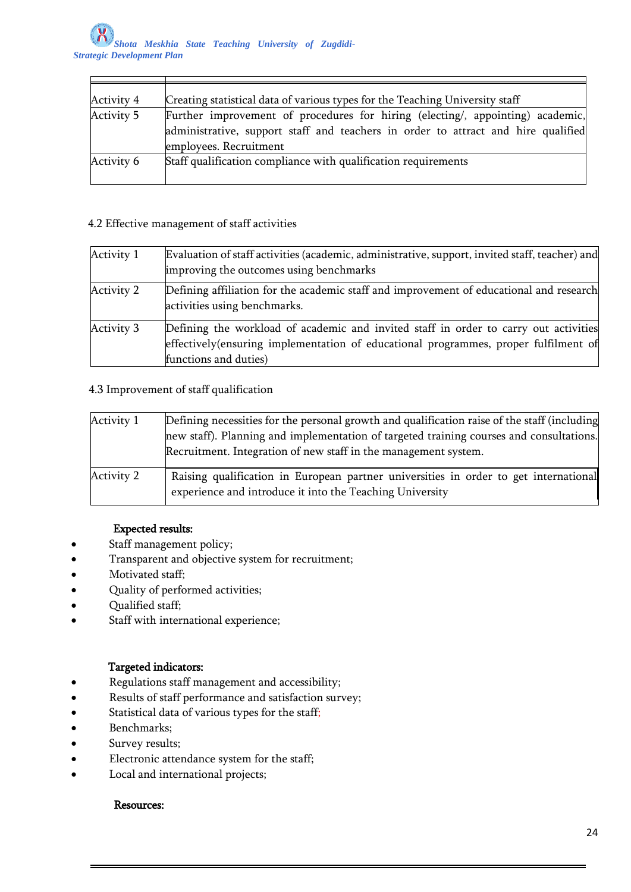| | |
|---|---|
| Activity 4 | Creating statistical data of various types for the Teaching University staff |
| Activity 5 | Further improvement of procedures for hiring (electing/, appointing) academic, administrative, support staff and teachers in order to attract and hire qualified employees. Recruitment |
| Activity 6 | Staff qualification compliance with qualification requirements |

4.2 Effective management of staff activities

| | |
|---|---|
| Activity 1 | Evaluation of staff activities (academic, administrative, support, invited staff, teacher) and improving the outcomes using benchmarks |
| Activity 2 | Defining affiliation for the academic staff and improvement of educational and research activities using benchmarks. |
| Activity 3 | Defining the workload of academic and invited staff in order to carry out activities effectively(ensuring implementation of educational programmes, proper fulfilment of functions and duties) |

4.3 Improvement of staff qualification

| | |
|---|---|
| Activity 1 | Defining necessities for the personal growth and qualification raise of the staff (including new staff). Planning and implementation of targeted training courses and consultations. Recruitment. Integration of new staff in the management system. |
| Activity 2 | Raising qualification in European partner universities in order to get international experience and introduce it into the Teaching University |

**Expected results:**

- Staff management policy;
- Transparent and objective system for recruitment;
- Motivated staff;
- Quality of performed activities;
- Qualified staff;
- Staff with international experience;

**Targeted indicators:**

- Regulations staff management and accessibility;
- Results of staff performance and satisfaction survey;
- Statistical data of various types for the staff;
- Benchmarks;
- Survey results;
- Electronic attendance system for the staff;
- Local and international projects;

**Resources:**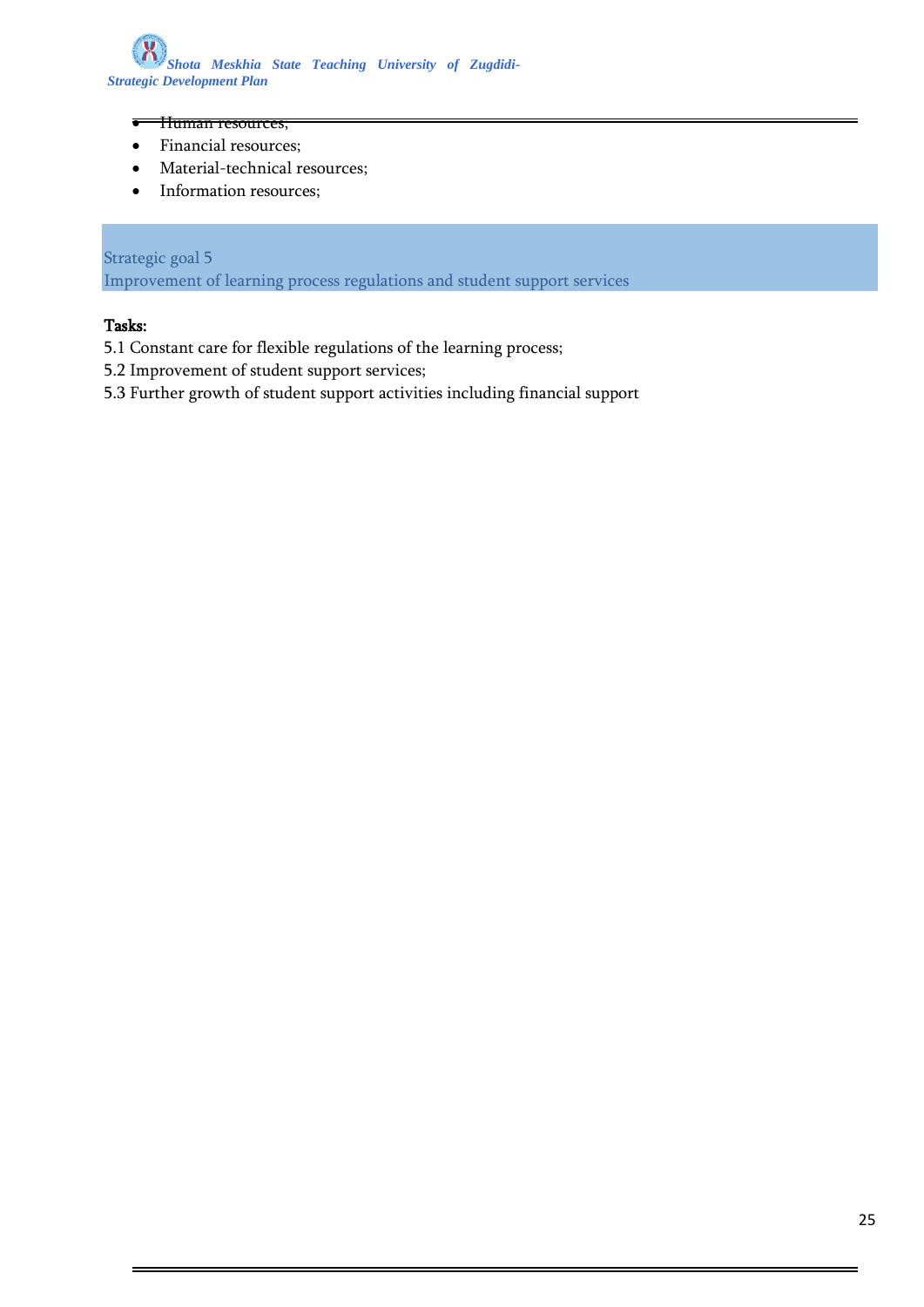- Human resources;
- Financial resources;
- Material-technical resources;
- Information resources;

## Strategic goal 5
## Improvement of learning process regulations and student support services

**Tasks:**

5.1 Constant care for flexible regulations of the learning process;

5.2 Improvement of student support services;

5.3 Further growth of student support activities including financial support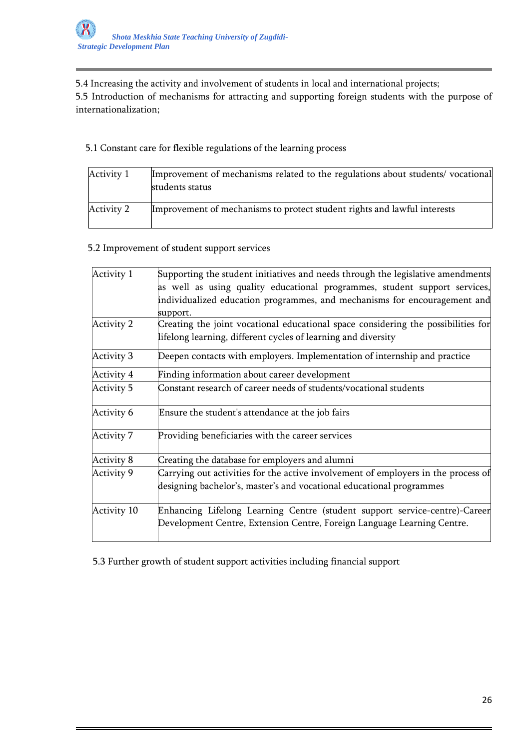5.4 Increasing the activity and involvement of students in local and international projects;
5.5 Introduction of mechanisms for attracting and supporting foreign students with the purpose of internationalization;

5.1 Constant care for flexible regulations of the learning process

| Activity 1 | Improvement of mechanisms related to the regulations about students/ vocational students status |
|---|---|
| Activity 2 | Improvement of mechanisms to protect student rights and lawful interests |

5.2 Improvement of student support services

| Activity 1 | Supporting the student initiatives and needs through the legislative amendments as well as using quality educational programmes, student support services, individualized education programmes, and mechanisms for encouragement and support. |
|---|---|
| Activity 2 | Creating the joint vocational educational space considering the possibilities for lifelong learning, different cycles of learning and diversity |
| Activity 3 | Deepen contacts with employers. Implementation of internship and practice |
| Activity 4 | Finding information about career development |
| Activity 5 | Constant research of career needs of students/vocational students |
| Activity 6 | Ensure the student's attendance at the job fairs |
| Activity 7 | Providing beneficiaries with the career services |
| Activity 8 | Creating the database for employers and alumni |
| Activity 9 | Carrying out activities for the active involvement of employers in the process of designing bachelor's, master's and vocational educational programmes |
| Activity 10 | Enhancing Lifelong Learning Centre (student support service-centre)-Career Development Centre, Extension Centre, Foreign Language Learning Centre. |

5.3 Further growth of student support activities including financial support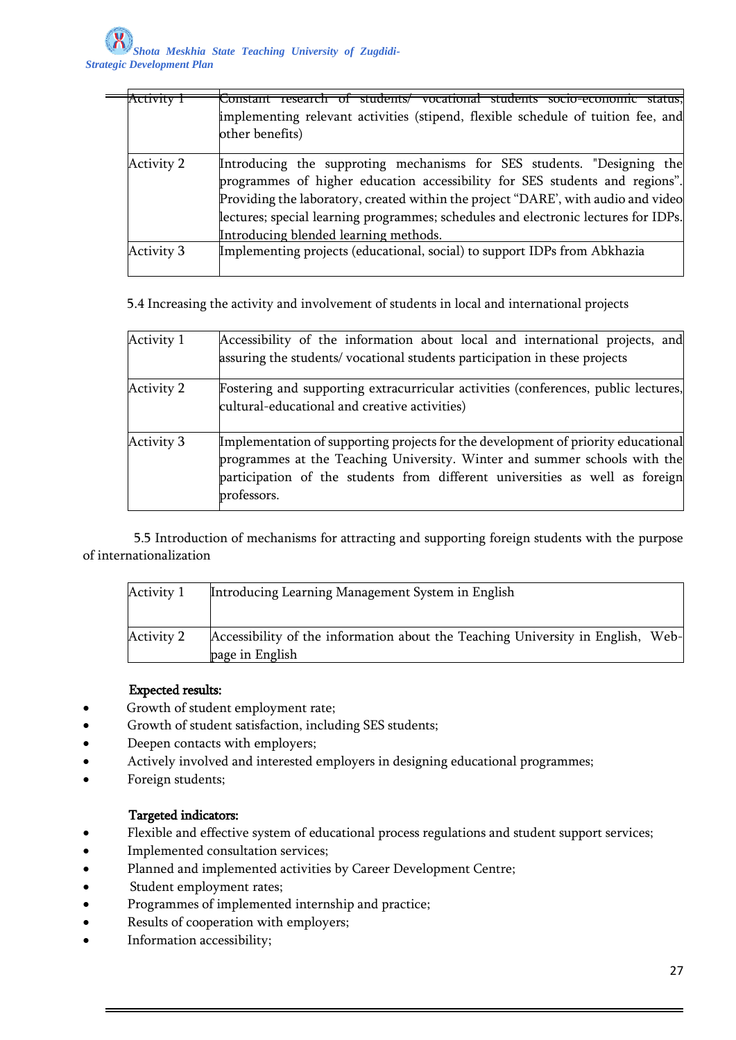| | |
|---|---|
| Activity 1 | Constant research of students/ vocational students socio-economic status, implementing relevant activities (stipend, flexible schedule of tuition fee, and other benefits) |
| Activity 2 | Introducing the supproting mechanisms for SES students. "Designing the programmes of higher education accessibility for SES students and regions". Providing the laboratory, created within the project "DARE', with audio and video lectures; special learning programmes; schedules and electronic lectures for IDPs. Introducing blended learning methods. |
| Activity 3 | Implementing projects (educational, social) to support IDPs from Abkhazia |

5.4 Increasing the activity and involvement of students in local and international projects

| | |
|---|---|
| Activity 1 | Accessibility of the information about local and international projects, and assuring the students/ vocational students participation in these projects |
| Activity 2 | Fostering and supporting extracurricular activities (conferences, public lectures, cultural-educational and creative activities) |
| Activity 3 | Implementation of supporting projects for the development of priority educational programmes at the Teaching University. Winter and summer schools with the participation of the students from different universities as well as foreign professors. |

5.5 Introduction of mechanisms for attracting and supporting foreign students with the purpose of internationalization

| | |
|---|---|
| Activity 1 | Introducing Learning Management System in English |
| Activity 2 | Accessibility of the information about the Teaching University in English, Web-page in English |

**Expected results:**

- Growth of student employment rate;
- Growth of student satisfaction, including SES students;
- Deepen contacts with employers;
- Actively involved and interested employers in designing educational programmes;
- Foreign students;

**Targeted indicators:**

- Flexible and effective system of educational process regulations and student support services;
- Implemented consultation services;
- Planned and implemented activities by Career Development Centre;
- Student employment rates;
- Programmes of implemented internship and practice;
- Results of cooperation with employers;
- Information accessibility;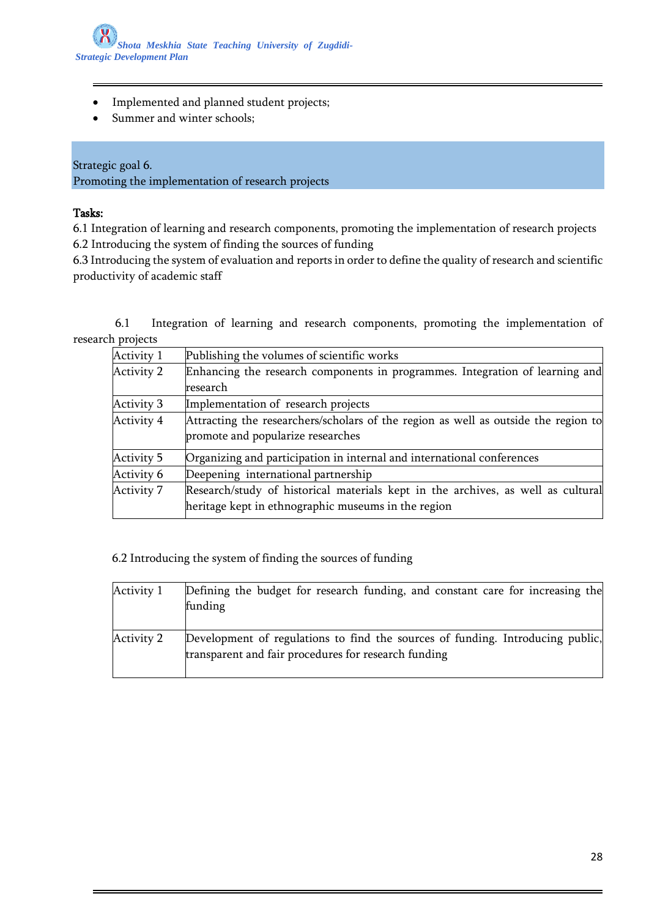- Implemented and planned student projects;
- Summer and winter schools;

## Strategic goal 6.
## Promoting the implementation of research projects

**Tasks:**

6.1 Integration of learning and research components, promoting the implementation of research projects
6.2 Introducing the system of finding the sources of funding
6.3 Introducing the system of evaluation and reports in order to define the quality of research and scientific productivity of academic staff

6.1 Integration of learning and research components, promoting the implementation of research projects

| | |
|---|---|
| Activity 1 | Publishing the volumes of scientific works |
| Activity 2 | Enhancing the research components in programmes. Integration of learning and research |
| Activity 3 | Implementation of research projects |
| Activity 4 | Attracting the researchers/scholars of the region as well as outside the region to promote and popularize researches |
| Activity 5 | Organizing and participation in internal and international conferences |
| Activity 6 | Deepening international partnership |
| Activity 7 | Research/study of historical materials kept in the archives, as well as cultural heritage kept in ethnographic museums in the region |

6.2 Introducing the system of finding the sources of funding

| | |
|---|---|
| Activity 1 | Defining the budget for research funding, and constant care for increasing the funding |
| Activity 2 | Development of regulations to find the sources of funding. Introducing public, transparent and fair procedures for research funding |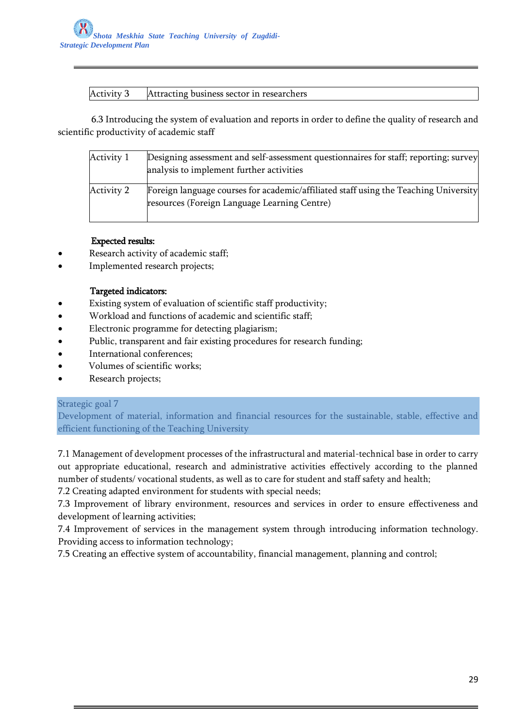| Activity 3 | Attracting business sector in researchers |
|---|---|

6.3 Introducing the system of evaluation and reports in order to define the quality of research and scientific productivity of academic staff

| Activity 1 | Designing assessment and self-assessment questionnaires for staff; reporting; survey analysis to implement further activities |
|---|---|
| Activity 2 | Foreign language courses for academic/affiliated staff using the Teaching University resources (Foreign Language Learning Centre) |

**Expected results:**

- Research activity of academic staff;
- Implemented research projects;

**Targeted indicators:**

- Existing system of evaluation of scientific staff productivity;
- Workload and functions of academic and scientific staff;
- Electronic programme for detecting plagiarism;
- Public, transparent and fair existing procedures for research funding;
- International conferences;
- Volumes of scientific works;
- Research projects;

## Strategic goal 7

## Development of material, information and financial resources for the sustainable, stable, effective and efficient functioning of the Teaching University

7.1 Management of development processes of the infrastructural and material-technical base in order to carry out appropriate educational, research and administrative activities effectively according to the planned number of students/ vocational students, as well as to care for student and staff safety and health;
7.2 Creating adapted environment for students with special needs;
7.3 Improvement of library environment, resources and services in order to ensure effectiveness and development of learning activities;
7.4 Improvement of services in the management system through introducing information technology. Providing access to information technology;
7.5 Creating an effective system of accountability, financial management, planning and control;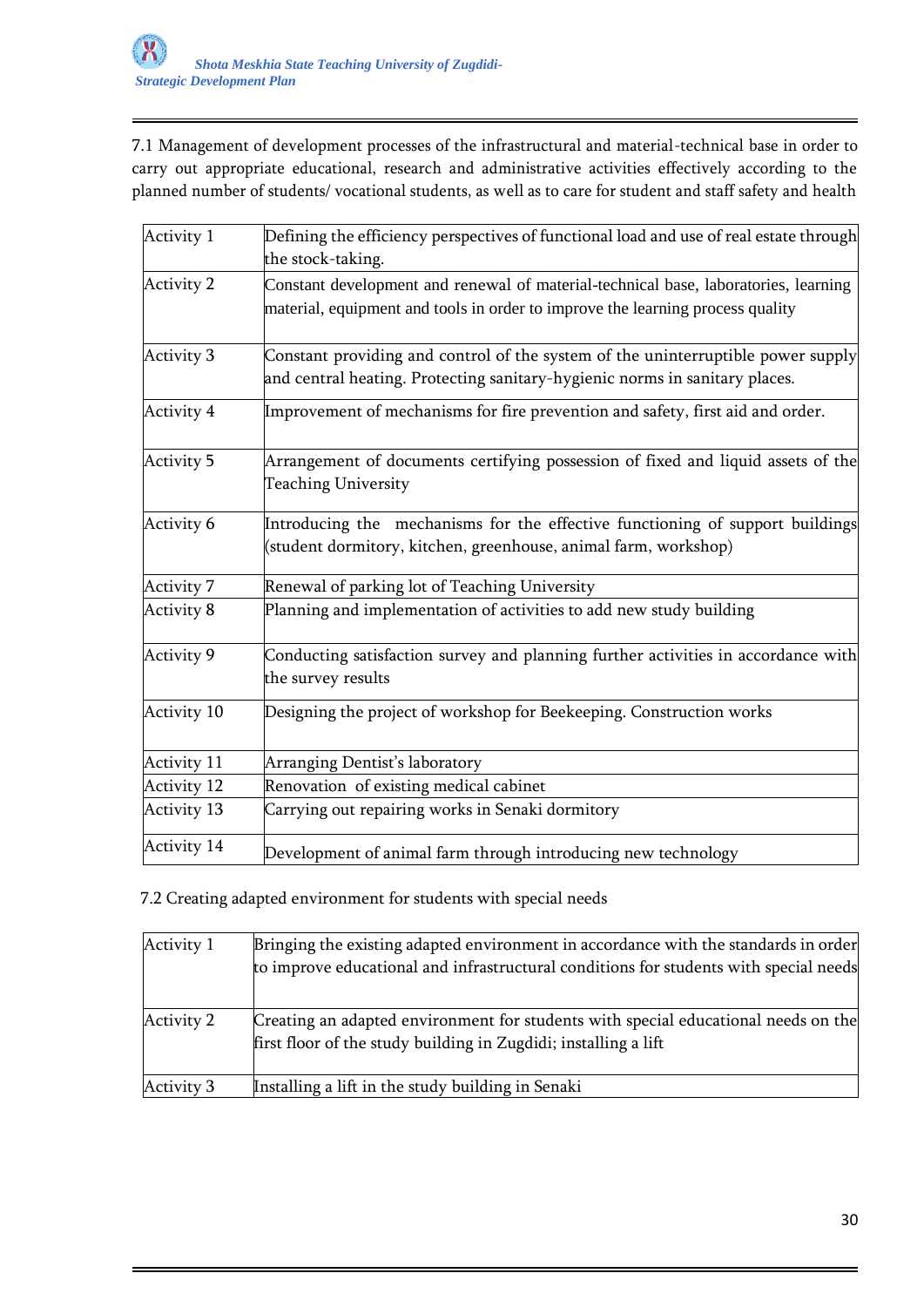7.1 Management of development processes of the infrastructural and material-technical base in order to carry out appropriate educational, research and administrative activities effectively according to the planned number of students/ vocational students, as well as to care for student and staff safety and health

| Activity | Description |
|---|---|
| Activity 1 | Defining the efficiency perspectives of functional load and use of real estate through the stock-taking. |
| Activity 2 | Constant development and renewal of material-technical base, laboratories, learning material, equipment and tools in order to improve the learning process quality |
| Activity 3 | Constant providing and control of the system of the uninterruptible power supply and central heating. Protecting sanitary-hygienic norms in sanitary places. |
| Activity 4 | Improvement of mechanisms for fire prevention and safety, first aid and order. |
| Activity 5 | Arrangement of documents certifying possession of fixed and liquid assets of the Teaching University |
| Activity 6 | Introducing the mechanisms for the effective functioning of support buildings (student dormitory, kitchen, greenhouse, animal farm, workshop) |
| Activity 7 | Renewal of parking lot of Teaching University |
| Activity 8 | Planning and implementation of activities to add new study building |
| Activity 9 | Conducting satisfaction survey and planning further activities in accordance with the survey results |
| Activity 10 | Designing the project of workshop for Beekeeping. Construction works |
| Activity 11 | Arranging Dentist's laboratory |
| Activity 12 | Renovation of existing medical cabinet |
| Activity 13 | Carrying out repairing works in Senaki dormitory |
| Activity 14 | Development of animal farm through introducing new technology |

7.2 Creating adapted environment for students with special needs

| Activity | Description |
|---|---|
| Activity 1 | Bringing the existing adapted environment in accordance with the standards in order to improve educational and infrastructural conditions for students with special needs |
| Activity 2 | Creating an adapted environment for students with special educational needs on the first floor of the study building in Zugdidi; installing a lift |
| Activity 3 | Installing a lift in the study building in Senaki |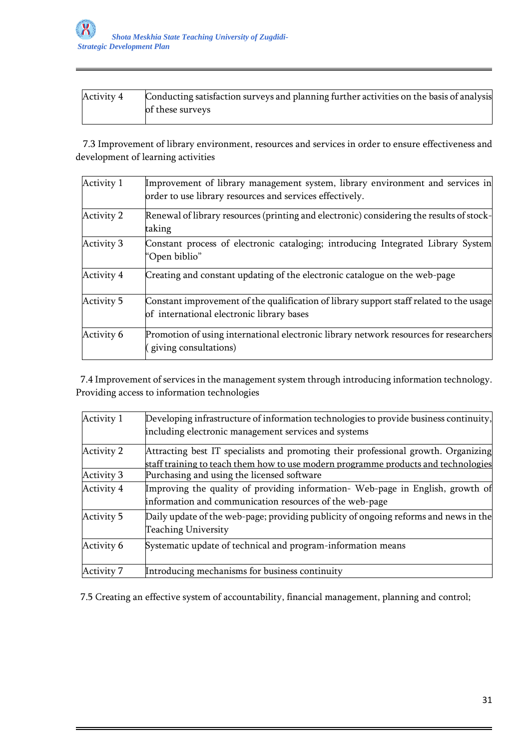| Activity 4 | Conducting satisfaction surveys and planning further activities on the basis of analysis of these surveys |
|---|---|

7.3 Improvement of library environment, resources and services in order to ensure effectiveness and development of learning activities

| Activity 1 | Improvement of library management system, library environment and services in order to use library resources and services effectively. |
|---|---|
| Activity 2 | Renewal of library resources (printing and electronic) considering the results of stock-taking |
| Activity 3 | Constant process of electronic cataloging; introducing Integrated Library System "Open biblio" |
| Activity 4 | Creating and constant updating of the electronic catalogue on the web-page |
| Activity 5 | Constant improvement of the qualification of library support staff related to the usage of international electronic library bases |
| Activity 6 | Promotion of using international electronic library network resources for researchers ( giving consultations) |

7.4 Improvement of services in the management system through introducing information technology. Providing access to information technologies

| Activity 1 | Developing infrastructure of information technologies to provide business continuity, including electronic management services and systems |
|---|---|
| Activity 2 | Attracting best IT specialists and promoting their professional growth. Organizing staff training to teach them how to use modern programme products and technologies |
| Activity 3 | Purchasing and using the licensed software |
| Activity 4 | Improving the quality of providing information- Web-page in English, growth of information and communication resources of the web-page |
| Activity 5 | Daily update of the web-page; providing publicity of ongoing reforms and news in the Teaching University |
| Activity 6 | Systematic update of technical and program-information means |
| Activity 7 | Introducing mechanisms for business continuity |

7.5 Creating an effective system of accountability, financial management, planning and control;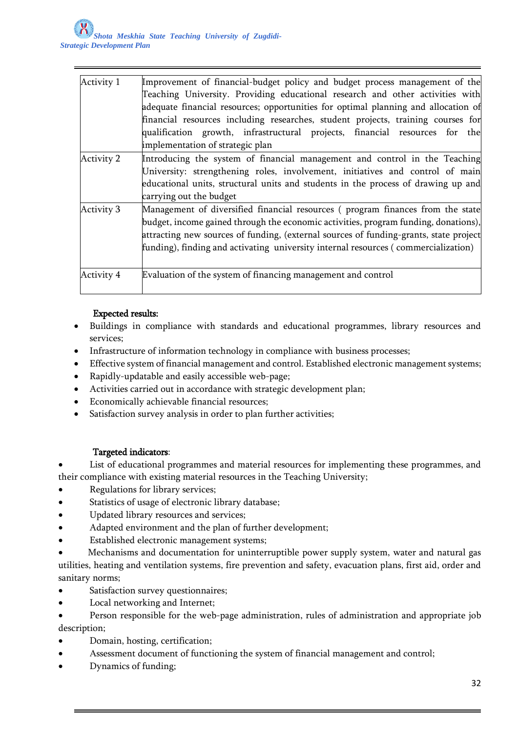| Activity 1 | Improvement of financial-budget policy and budget process management of the Teaching University. Providing educational research and other activities with adequate financial resources; opportunities for optimal planning and allocation of financial resources including researches, student projects, training courses for qualification growth, infrastructural projects, financial resources for the implementation of strategic plan |
|---|---|
| Activity 2 | Introducing the system of financial management and control in the Teaching University: strengthening roles, involvement, initiatives and control of main educational units, structural units and students in the process of drawing up and carrying out the budget |
| Activity 3 | Management of diversified financial resources ( program finances from the state budget, income gained through the economic activities, program funding, donations), attracting new sources of funding, (external sources of funding-grants, state project funding), finding and activating university internal resources ( commercialization) |
| Activity 4 | Evaluation of the system of financing management and control |

**Expected results:**

- Buildings in compliance with standards and educational programmes, library resources and services;
- Infrastructure of information technology in compliance with business processes;
- Effective system of financial management and control. Established electronic management systems;
- Rapidly-updatable and easily accessible web-page;
- Activities carried out in accordance with strategic development plan;
- Economically achievable financial resources;
- Satisfaction survey analysis in order to plan further activities;

**Targeted indicators**:

- List of educational programmes and material resources for implementing these programmes, and their compliance with existing material resources in the Teaching University;
- Regulations for library services;
- Statistics of usage of electronic library database;
- Updated library resources and services;
- Adapted environment and the plan of further development;
- Established electronic management systems;
- Mechanisms and documentation for uninterruptible power supply system, water and natural gas utilities, heating and ventilation systems, fire prevention and safety, evacuation plans, first aid, order and sanitary norms;
- Satisfaction survey questionnaires;
- Local networking and Internet;
- Person responsible for the web-page administration, rules of administration and appropriate job description;
- Domain, hosting, certification;
- Assessment document of functioning the system of financial management and control;
- Dynamics of funding;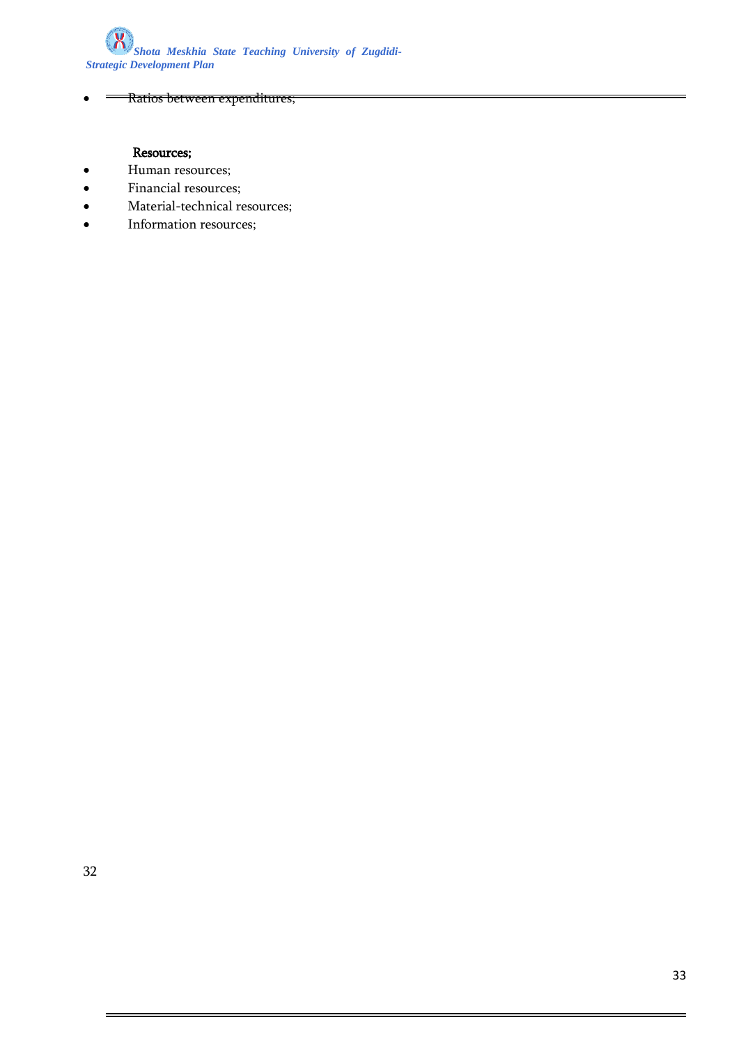- Ratios between expenditures;

**Resources;**

- Human resources;
- Financial resources;
- Material-technical resources;
- Information resources;